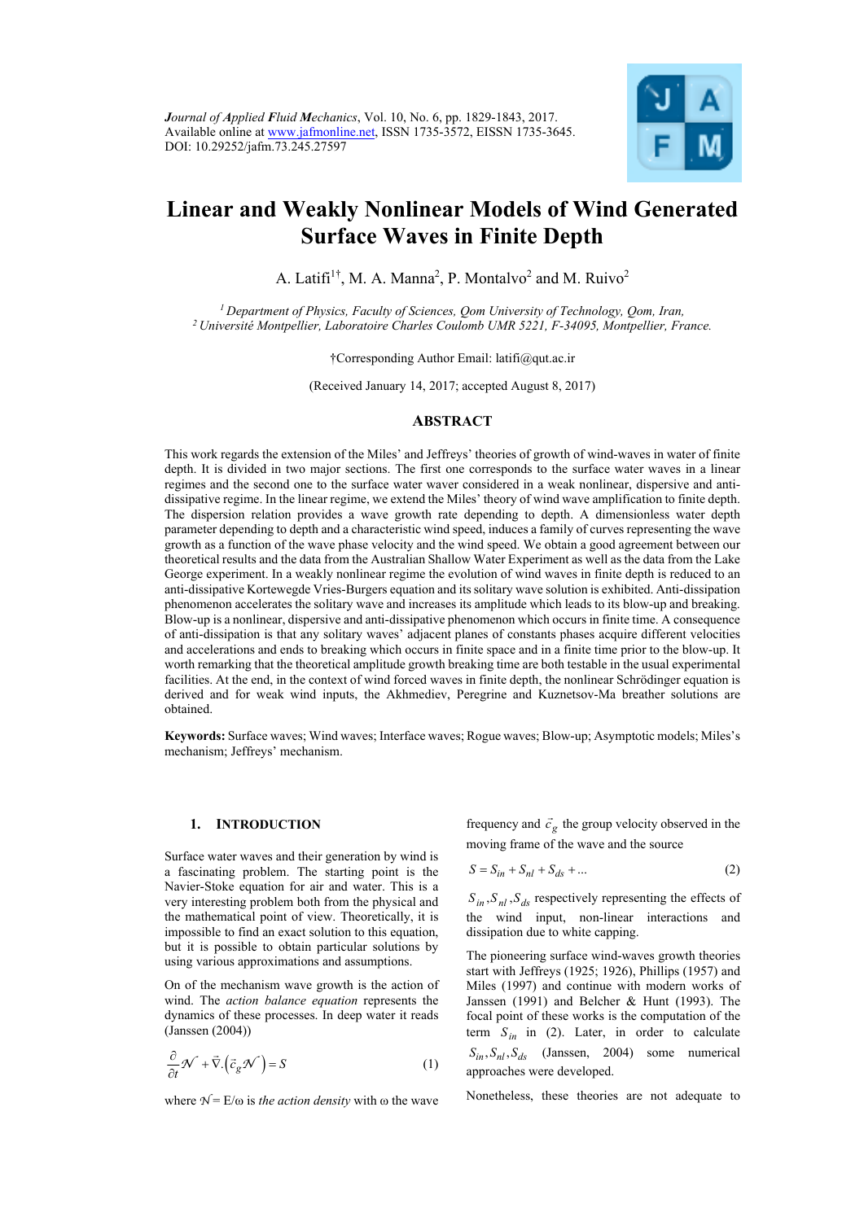*Journal of Applied Fluid Mechanics*, Vol. 10, No. 6, pp. 1829-1843, 2017.
Available online at www.jafmonline.net, ISSN 1735-3572, EISSN 1735-3645.
DOI: 10.29252/jafm.73.245.27597

# Linear and Weakly Nonlinear Models of Wind Generated Surface Waves in Finite Depth

A. Latifi[1†], M. A. Manna[2], P. Montalvo[2] and M. Ruivo[2]

[1] *Department of Physics, Faculty of Sciences, Qom University of Technology, Qom, Iran,*
[2] *Université Montpellier, Laboratoire Charles Coulomb UMR 5221, F-34095, Montpellier, France.*

†Corresponding Author Email: latifi@qut.ac.ir

(Received January 14, 2017; accepted August 8, 2017)

## ABSTRACT

This work regards the extension of the Miles' and Jeffreys' theories of growth of wind-waves in water of finite depth. It is divided in two major sections. The first one corresponds to the surface water waves in a linear regimes and the second one to the surface water waver considered in a weak nonlinear, dispersive and anti-dissipative regime. In the linear regime, we extend the Miles' theory of wind wave amplification to finite depth. The dispersion relation provides a wave growth rate depending to depth. A dimensionless water depth parameter depending to depth and a characteristic wind speed, induces a family of curves representing the wave growth as a function of the wave phase velocity and the wind speed. We obtain a good agreement between our theoretical results and the data from the Australian Shallow Water Experiment as well as the data from the Lake George experiment. In a weakly nonlinear regime the evolution of wind waves in finite depth is reduced to an anti-dissipative Kortewegde Vries-Burgers equation and its solitary wave solution is exhibited. Anti-dissipation phenomenon accelerates the solitary wave and increases its amplitude which leads to its blow-up and breaking. Blow-up is a nonlinear, dispersive and anti-dissipative phenomenon which occurs in finite time. A consequence of anti-dissipation is that any solitary waves' adjacent planes of constants phases acquire different velocities and accelerations and ends to breaking which occurs in finite space and in a finite time prior to the blow-up. It worth remarking that the theoretical amplitude growth breaking time are both testable in the usual experimental facilities. At the end, in the context of wind forced waves in finite depth, the nonlinear Schrödinger equation is derived and for weak wind inputs, the Akhmediev, Peregrine and Kuznetsov-Ma breather solutions are obtained.

**Keywords:** Surface waves; Wind waves; Interface waves; Rogue waves; Blow-up; Asymptotic models; Miles's mechanism; Jeffreys' mechanism.

## 1. INTRODUCTION

Surface water waves and their generation by wind is a fascinating problem. The starting point is the Navier-Stoke equation for air and water. This is a very interesting problem both from the physical and the mathematical point of view. Theoretically, it is impossible to find an exact solution to this equation, but it is possible to obtain particular solutions by using various approximations and assumptions.

On of the mechanism wave growth is the action of wind. The *action balance equation* represents the dynamics of these processes. In deep water it reads (Janssen (2004))

$$\frac{\partial}{\partial t}\mathcal{N} + \vec{\nabla}.\left(\vec{c}_g \mathcal{N}\right) = S \tag{1}$$

where $\mathcal{N} = E/\omega$ is *the action density* with ω the wave frequency and $\vec{c}_g$ the group velocity observed in the moving frame of the wave and the source

$$S = S_{in} + S_{nl} + S_{ds} + ... \tag{2}$$

$S_{in}, S_{nl}, S_{ds}$ respectively representing the effects of the wind input, non-linear interactions and dissipation due to white capping.

The pioneering surface wind-waves growth theories start with Jeffreys (1925; 1926), Phillips (1957) and Miles (1997) and continue with modern works of Janssen (1991) and Belcher & Hunt (1993). The focal point of these works is the computation of the term $S_{in}$ in (2). Later, in order to calculate $S_{in}, S_{nl}, S_{ds}$ (Janssen, 2004) some numerical approaches were developed.

Nonetheless, these theories are not adequate to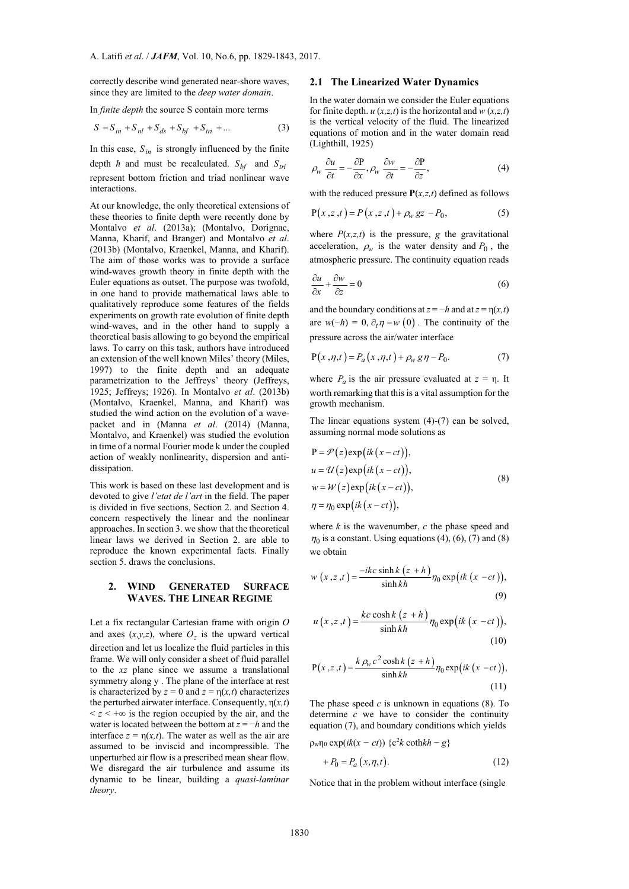correctly describe wind generated near-shore waves, since they are limited to the *deep water domain*.

In *finite depth* the source S contain more terms

$$S = S_{in} + S_{nl} + S_{ds} + S_{bf} + S_{tri} + ... \tag{3}$$

In this case, $S_{in}$ is strongly influenced by the finite depth $h$ and must be recalculated. $S_{bf}$ and $S_{tri}$ represent bottom friction and triad nonlinear wave interactions.

At our knowledge, the only theoretical extensions of these theories to finite depth were recently done by Montalvo *et al*. (2013a); (Montalvo, Dorignac, Manna, Kharif, and Branger) and Montalvo *et al*. (2013b) (Montalvo, Kraenkel, Manna, and Kharif). The aim of those works was to provide a surface wind-waves growth theory in finite depth with the Euler equations as outset. The purpose was twofold, in one hand to provide mathematical laws able to qualitatively reproduce some features of the fields experiments on growth rate evolution of finite depth wind-waves, and in the other hand to supply a theoretical basis allowing to go beyond the empirical laws. To carry on this task, authors have introduced an extension of the well known Miles' theory (Miles, 1997) to the finite depth and an adequate parametrization to the Jeffreys' theory (Jeffreys, 1925; Jeffreys; 1926). In Montalvo *et al*. (2013b) (Montalvo, Kraenkel, Manna, and Kharif) was studied the wind action on the evolution of a wave-packet and in (Manna *et al*. (2014) (Manna, Montalvo, and Kraenkel) was studied the evolution in time of a normal Fourier mode k under the coupled action of weakly nonlinearity, dispersion and anti-dissipation.

This work is based on these last development and is devoted to give *l'etat de l'art* in the field. The paper is divided in five sections, Section 2. and Section 4. concern respectively the linear and the nonlinear approaches. In section 3. we show that the theoretical linear laws we derived in Section 2. are able to reproduce the known experimental facts. Finally section 5. draws the conclusions.

## 2. Wind Generated Surface Waves. The Linear Regime

Let a fix rectangular Cartesian frame with origin $O$ and axes $(x,y,z)$, where $O_z$ is the upward vertical direction and let us localize the fluid particles in this frame. We will only consider a sheet of fluid parallel to the $xz$ plane since we assume a translational symmetry along y . The plane of the interface at rest is characterized by $z = 0$ and $z = \eta(x,t)$ characterizes the perturbed airwater interface. Consequently, $\eta(x,t) < z < +\infty$ is the region occupied by the air, and the water is located between the bottom at $z = -h$ and the interface $z = \eta(x,t)$. The water as well as the air are assumed to be inviscid and incompressible. The unperturbed air flow is a prescribed mean shear flow. We disregard the air turbulence and assume its dynamic to be linear, building a *quasi-laminar theory*.

### 2.1 The Linearized Water Dynamics

In the water domain we consider the Euler equations for finite depth. $u\,(x,z,t)$ is the horizontal and $w\,(x,z,t)$ is the vertical velocity of the fluid. The linearized equations of motion and in the water domain read (Lighthill, 1925)

$$\rho_w \frac{\partial u}{\partial t} = -\frac{\partial \mathrm{P}}{\partial x}, \rho_w \frac{\partial w}{\partial t} = -\frac{\partial \mathrm{P}}{\partial z}, \tag{4}$$

with the reduced pressure $\mathbf{P}(x,z,t)$ defined as follows

$$\mathrm{P}(x,z,t) = P(x,z,t) + \rho_w gz - P_0, \tag{5}$$

where $P(x,z,t)$ is the pressure, $g$ the gravitational acceleration, $\rho_w$ is the water density and $P_0$, the atmospheric pressure. The continuity equation reads

$$\frac{\partial u}{\partial x} + \frac{\partial w}{\partial z} = 0 \tag{6}$$

and the boundary conditions at $z = -h$ and at $z = \eta(x,t)$ are $w(-h) = 0$, $\partial_t \eta = w(0)$. The continuity of the pressure across the air/water interface

$$\mathrm{P}(x,\eta,t) = P_a(x,\eta,t) + \rho_w g\eta - P_0. \tag{7}$$

where $P_a$ is the air pressure evaluated at $z = \eta$. It worth remarking that this is a vital assumption for the growth mechanism.

The linear equations system (4)-(7) can be solved, assuming normal mode solutions as

$$\begin{aligned}
\mathrm{P} &= \mathcal{P}(z)\exp(ik(x-ct)),\\
u &= \mathcal{U}(z)\exp(ik(x-ct)),\\
w &= \mathcal{W}(z)\exp(ik(x-ct)),\\
\eta &= \eta_0 \exp(ik(x-ct)),
\end{aligned} \tag{8}$$

where $k$ is the wavenumber, $c$ the phase speed and $\eta_0$ is a constant. Using equations (4), (6), (7) and (8) we obtain

$$w(x,z,t) = \frac{-ikc\sinh k(z+h)}{\sinh kh}\eta_0 \exp(ik(x-ct)), \tag{9}$$

$$u(x,z,t) = \frac{kc\cosh k(z+h)}{\sinh kh}\eta_0 \exp(ik(x-ct)), \tag{10}$$

$$\mathrm{P}(x,z,t) = \frac{k\rho_w c^2 \cosh k(z+h)}{\sinh kh}\eta_0 \exp(ik(x-ct)), \tag{11}$$

The phase speed $c$ is unknown in equations (8). To determine $c$ we have to consider the continuity equation (7), and boundary conditions which yields

$$\rho_w \eta_0 \exp(ik(x-ct))\,\{c^2 k \coth kh - g\} + P_0 = P_a(x,\eta,t). \tag{12}$$

Notice that in the problem without interface (single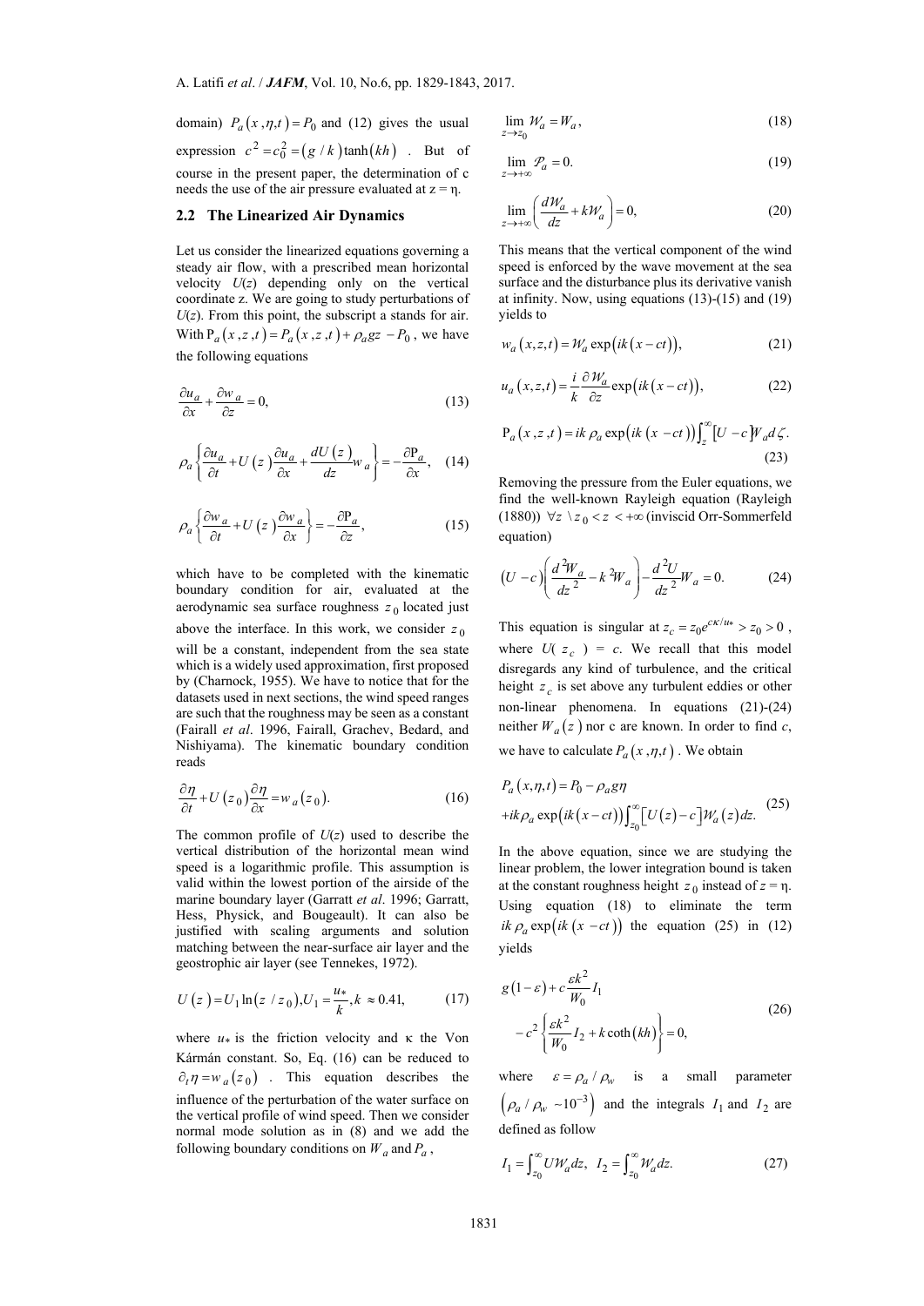domain) $P_a(x,\eta,t) = P_0$ and (12) gives the usual expression $c^2 = c_0^2 = (g/k)\tanh(kh)$ . But of course in the present paper, the determination of c needs the use of the air pressure evaluated at z = η.

## 2.2 The Linearized Air Dynamics

Let us consider the linearized equations governing a steady air flow, with a prescribed mean horizontal velocity $U(z)$ depending only on the vertical coordinate z. We are going to study perturbations of $U(z)$. From this point, the subscript a stands for air. With $\mathrm{P}_a(x,z,t) = P_a(x,z,t) + \rho_a gz - P_0$ , we have the following equations

$$\frac{\partial u_a}{\partial x} + \frac{\partial w_a}{\partial z} = 0, \tag{13}$$

$$\rho_a\left\{\frac{\partial u_a}{\partial t} + U(z)\frac{\partial u_a}{\partial x} + \frac{dU(z)}{dz}w_a\right\} = -\frac{\partial \mathrm{P}_a}{\partial x}, \tag{14}$$

$$\rho_a\left\{\frac{\partial w_a}{\partial t} + U(z)\frac{\partial w_a}{\partial x}\right\} = -\frac{\partial \mathrm{P}_a}{\partial z}, \tag{15}$$

which have to be completed with the kinematic boundary condition for air, evaluated at the aerodynamic sea surface roughness $z_0$ located just above the interface. In this work, we consider $z_0$ will be a constant, independent from the sea state which is a widely used approximation, first proposed by (Charnock, 1955). We have to notice that for the datasets used in next sections, the wind speed ranges are such that the roughness may be seen as a constant (Fairall *et al*. 1996, Fairall, Grachev, Bedard, and Nishiyama). The kinematic boundary condition reads

$$\frac{\partial \eta}{\partial t} + U(z_0)\frac{\partial \eta}{\partial x} = w_a(z_0). \tag{16}$$

The common profile of $U(z)$ used to describe the vertical distribution of the horizontal mean wind speed is a logarithmic profile. This assumption is valid within the lowest portion of the marine boundary layer (Garratt *et al*. 1996; Garratt, Hess, Physick, and Bougeault). It can also be justified with scaling arguments and solution matching between the near-surface air layer and the geostrophic air layer (see Tennekes, 1972).

$$U(z) = U_1\ln(z/z_0), U_1 = \frac{u_*}{k}, k \approx 0.41, \tag{17}$$

where $u_*$ is the friction velocity and κ the Von Kármán constant. So, Eq. (16) can be reduced to $\partial_t \eta = w_a(z_0)$ . This equation describes the influence of the perturbation of the water surface on the vertical profile of wind speed. Then we consider normal mode solution as in (8) and we add the following boundary conditions on $\mathcal{W}_a$ and $\mathcal{P}_a$ ,

$$\lim_{z\to z_0} \mathcal{W}_a = W_a, \tag{18}$$

$$\lim_{z\to+\infty} \mathcal{P}_a = 0. \tag{19}$$

$$\lim_{z\to+\infty}\left(\frac{d\mathcal{W}_a}{dz} + k\mathcal{W}_a\right) = 0, \tag{20}$$

This means that the vertical component of the wind speed is enforced by the wave movement at the sea surface and the disturbance plus its derivative vanish at infinity. Now, using equations (13)-(15) and (19) yields to

$$w_a(x,z,t) = \mathcal{W}_a \exp(ik(x-ct)), \tag{21}$$

$$u_a(x,z,t) = \frac{i}{k}\frac{\partial \mathcal{W}_a}{\partial z}\exp(ik(x-ct)), \tag{22}$$

$$\mathrm{P}_a(x,z,t) = ik\rho_a \exp(ik(x-ct))\int_z^{\infty}[U-c]\mathcal{W}_a d\zeta. \tag{23}$$

Removing the pressure from the Euler equations, we find the well-known Rayleigh equation (Rayleigh (1880)) $\forall z \setminus z_0 < z < +\infty$ (inviscid Orr-Sommerfeld equation)

$$(U-c)\left(\frac{d^2\mathcal{W}_a}{dz^2} - k^2\mathcal{W}_a\right) - \frac{d^2U}{dz^2}\mathcal{W}_a = 0. \tag{24}$$

This equation is singular at $z_c = z_0 e^{c\kappa/u_*} > z_0 > 0$ , where $U(z_c) = c$. We recall that this model disregards any kind of turbulence, and the critical height $z_c$ is set above any turbulent eddies or other non-linear phenomena. In equations (21)-(24) neither $\mathcal{W}_a(z)$ nor c are known. In order to find *c*, we have to calculate $P_a(x,\eta,t)$ . We obtain

$$P_a(x,\eta,t) = P_0 - \rho_a g\eta \\ + ik\rho_a \exp(ik(x-ct))\int_{z_0}^{\infty}[U(z)-c]\mathcal{W}_a(z)dz. \tag{25}$$

In the above equation, since we are studying the linear problem, the lower integration bound is taken at the constant roughness height $z_0$ instead of $z = \eta$. Using equation (18) to eliminate the term $ik\rho_a \exp(ik(x-ct))$ the equation (25) in (12) yields

$$g(1-\varepsilon) + c\frac{\varepsilon k^2}{W_0}I_1 \\ - c^2\left\{\frac{\varepsilon k^2}{W_0}I_2 + k\coth(kh)\right\} = 0, \tag{26}$$

where $\varepsilon = \rho_a/\rho_w$ is a small parameter $(\rho_a/\rho_w \sim 10^{-3})$ and the integrals $I_1$ and $I_2$ are defined as follow

$$I_1 = \int_{z_0}^{\infty} U\mathcal{W}_a dz, \quad I_2 = \int_{z_0}^{\infty}\mathcal{W}_a dz. \tag{27}$$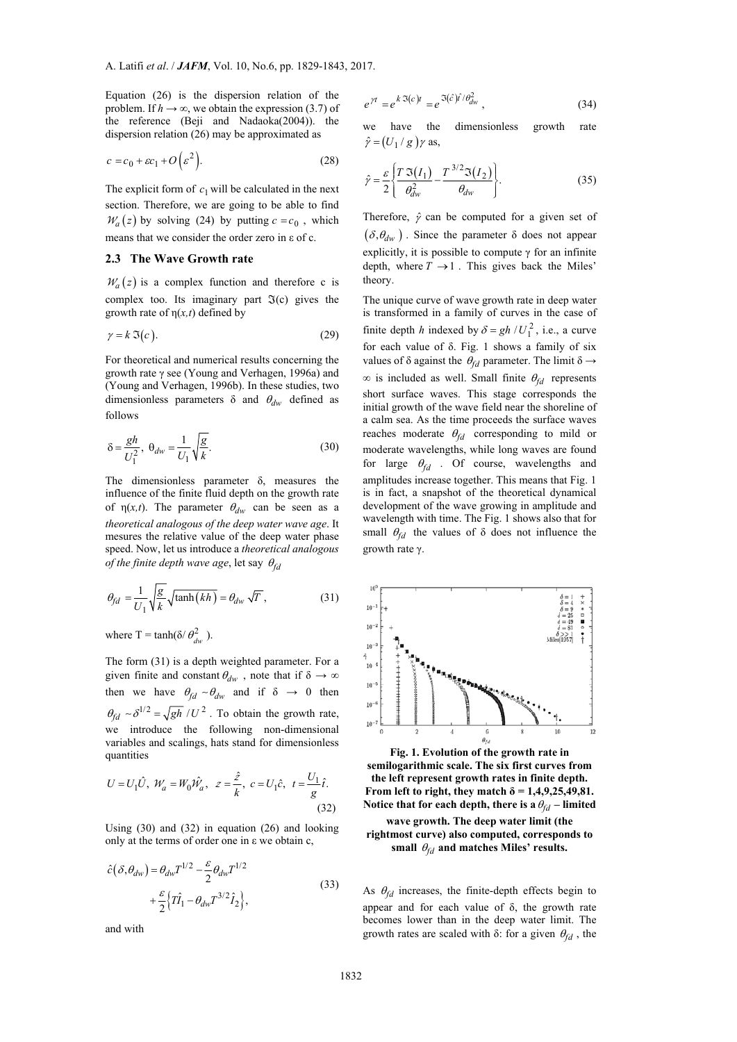Equation (26) is the dispersion relation of the problem. If $h \to \infty$, we obtain the expression (3.7) of the reference (Beji and Nadaoka(2004)). the dispersion relation (26) may be approximated as

$$c = c_0 + \varepsilon c_1 + O\left(\varepsilon^2\right). \tag{28}$$

The explicit form of $c_1$ will be calculated in the next section. Therefore, we are going to be able to find $\mathcal{W}_a(z)$ by solving (24) by putting $c = c_0$, which means that we consider the order zero in ε of c.

## 2.3 The Wave Growth rate

$\mathcal{W}_a(z)$ is a complex function and therefore c is complex too. Its imaginary part $\Im(c)$ gives the growth rate of $\eta(x,t)$ defined by

$$\gamma = k\,\Im(c). \tag{29}$$

For theoretical and numerical results concerning the growth rate γ see (Young and Verhagen, 1996a) and (Young and Verhagen, 1996b). In these studies, two dimensionless parameters δ and $\theta_{dw}$ defined as follows

$$\delta = \frac{gh}{U_1^2},\ \theta_{dw} = \frac{1}{U_1}\sqrt{\frac{g}{k}}. \tag{30}$$

The dimensionless parameter δ, measures the influence of the finite fluid depth on the growth rate of $\eta(x,t)$. The parameter $\theta_{dw}$ can be seen as a *theoretical analogous of the deep water wave age*. It mesures the relative value of the deep water phase speed. Now, let us introduce a *theoretical analogous of the finite depth wave age*, let say $\theta_{fd}$

$$\theta_{fd} = \frac{1}{U_1}\sqrt{\frac{g}{k}}\sqrt{\tanh(kh)} = \theta_{dw}\sqrt{T}, \tag{31}$$

where T = tanh(δ/ $\theta_{dw}^2$ ).

The form (31) is a depth weighted parameter. For a given finite and constant $\theta_{dw}$, note that if $\delta \to \infty$ then we have $\theta_{fd} \sim \theta_{dw}$ and if $\delta \to 0$ then $\theta_{fd} \sim \delta^{1/2} = \sqrt{gh}/U^2$. To obtain the growth rate, we introduce the following non-dimensional variables and scalings, hats stand for dimensionless quantities

$$U = U_1\hat{U},\ \mathcal{W}_a = W_0\hat{\mathcal{W}}_a,\ z = \frac{\hat{z}}{k},\ c = U_1\hat{c},\ t = \frac{U_1}{g}\hat{t}. \tag{32}$$

Using (30) and (32) in equation (26) and looking only at the terms of order one in ε we obtain c,

$$\hat{c}(\delta,\theta_{dw}) = \theta_{dw}T^{1/2} - \frac{\varepsilon}{2}\theta_{dw}T^{1/2} + \frac{\varepsilon}{2}\left\{T\hat{I}_1 - \theta_{dw}T^{3/2}\hat{I}_2\right\}, \tag{33}$$

and with

$$e^{\gamma t} = e^{k\,\Im(c)t} = e^{\Im(\hat{c})\hat{t}/\theta_{dw}^2}, \tag{34}$$

we have the dimensionless growth rate $\hat{\gamma} = (U_1/g)\gamma$ as,

$$\hat{\gamma} = \frac{\varepsilon}{2}\left\{\frac{T\,\Im(I_1)}{\theta_{dw}^2} - \frac{T^{3/2}\Im(I_2)}{\theta_{dw}}\right\}. \tag{35}$$

Therefore, $\hat{\gamma}$ can be computed for a given set of $(\delta, \theta_{dw})$. Since the parameter δ does not appear explicitly, it is possible to compute γ for an infinite depth, where $T \to 1$. This gives back the Miles' theory.

The unique curve of wave growth rate in deep water is transformed in a family of curves in the case of finite depth h indexed by $\delta = gh/U_1^2$, i.e., a curve for each value of δ. Fig. 1 shows a family of six values of δ against the $\theta_{fd}$ parameter. The limit $\delta \to \infty$ is included as well. Small finite $\theta_{fd}$ represents short surface waves. This stage corresponds the initial growth of the wave field near the shoreline of a calm sea. As the time proceeds the surface waves reaches moderate $\theta_{fd}$ corresponding to mild or moderate wavelengths, while long waves are found for large $\theta_{fd}$. Of course, wavelengths and amplitudes increase together. This means that Fig. 1 is in fact, a snapshot of the theoretical dynamical development of the wave growing in amplitude and wavelength with time. The Fig. 1 shows also that for small $\theta_{fd}$ the values of δ does not influence the growth rate γ.

**Fig. 1. Evolution of the growth rate in semilogarithmic scale. The six first curves from the left represent growth rates in finite depth. From left to right, they match δ = 1,4,9,25,49,81. Notice that for each depth, there is a $\theta_{fd}$ – limited wave growth. The deep water limit (the rightmost curve) also computed, corresponds to small $\theta_{fd}$ and matches Miles' results.**

As $\theta_{fd}$ increases, the finite-depth effects begin to appear and for each value of δ, the growth rate becomes lower than in the deep water limit. The growth rates are scaled with δ: for a given $\theta_{fd}$, the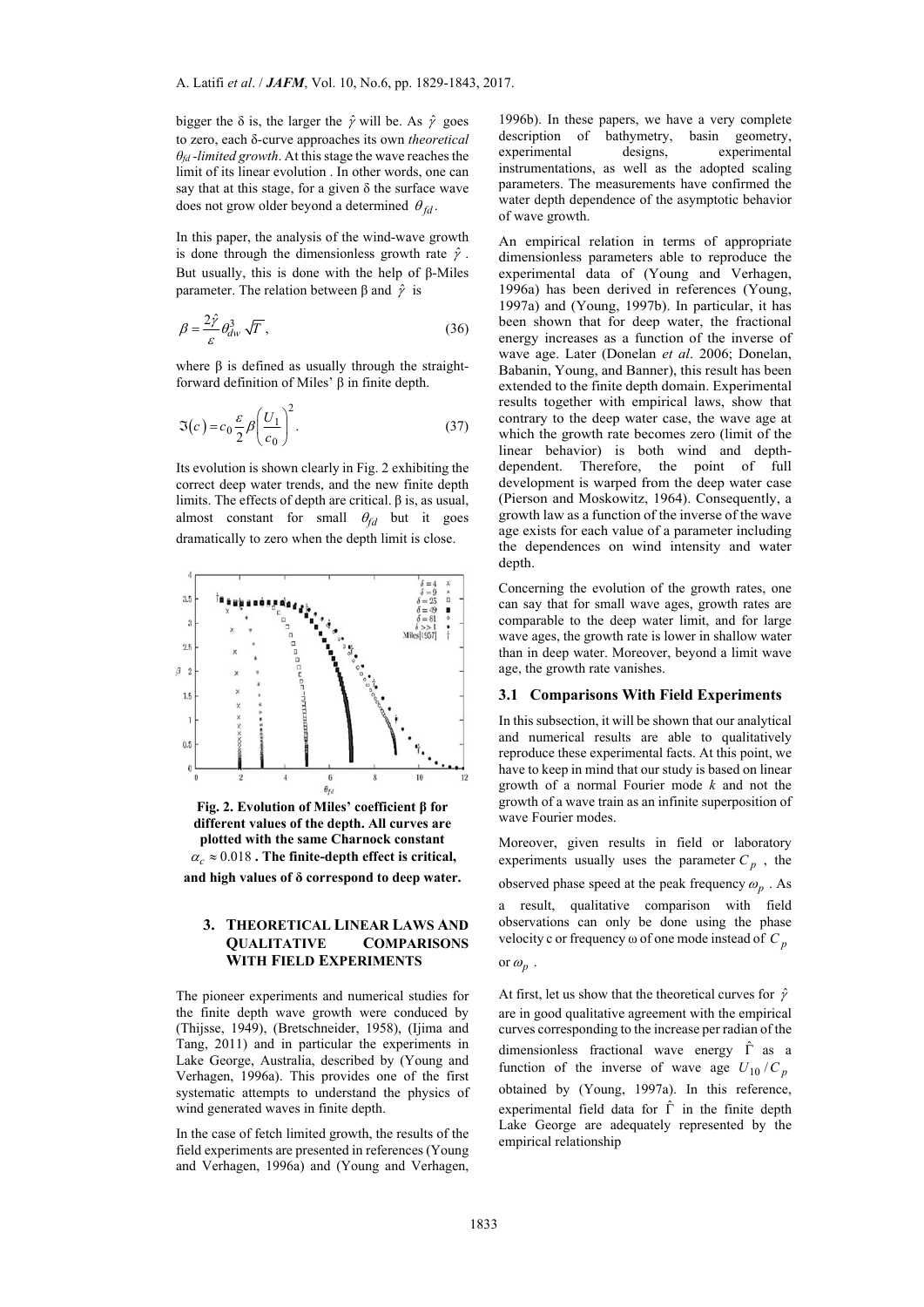bigger the δ is, the larger the $\hat{\gamma}$ will be. As $\hat{\gamma}$ goes to zero, each δ-curve approaches its own *theoretical* $\theta_{fd}$ *-limited growth*. At this stage the wave reaches the limit of its linear evolution . In other words, one can say that at this stage, for a given δ the surface wave does not grow older beyond a determined $\theta_{fd}$.

In this paper, the analysis of the wind-wave growth is done through the dimensionless growth rate $\hat{\gamma}$. But usually, this is done with the help of β-Miles parameter. The relation between β and $\hat{\gamma}$ is

$$\beta = \frac{2\hat{\gamma}}{\varepsilon}\theta_{dw}^{3}\sqrt{T}\,, \tag{36}$$

where β is defined as usually through the straight-forward definition of Miles' β in finite depth.

$$\Im(c) = c_0 \frac{\varepsilon}{2} \beta \left(\frac{U_1}{c_0}\right)^2 . \tag{37}$$

Its evolution is shown clearly in Fig. 2 exhibiting the correct deep water trends, and the new finite depth limits. The effects of depth are critical. β is, as usual, almost constant for small $\theta_{fd}$ but it goes dramatically to zero when the depth limit is close.

**Fig. 2. Evolution of Miles' coefficient β for different values of the depth. All curves are plotted with the same Charnock constant $\alpha_c \approx 0.018$. The finite-depth effect is critical, and high values of δ correspond to deep water.**

## 3. Theoretical Linear Laws and Qualitative Comparisons With Field Experiments

The pioneer experiments and numerical studies for the finite depth wave growth were conduced by (Thijsse, 1949), (Bretschneider, 1958), (Ijima and Tang, 2011) and in particular the experiments in Lake George, Australia, described by (Young and Verhagen, 1996a). This provides one of the first systematic attempts to understand the physics of wind generated waves in finite depth.

In the case of fetch limited growth, the results of the field experiments are presented in references (Young and Verhagen, 1996a) and (Young and Verhagen, 1996b). In these papers, we have a very complete description of bathymetry, basin geometry, experimental designs, experimental instrumentations, as well as the adopted scaling parameters. The measurements have confirmed the water depth dependence of the asymptotic behavior of wave growth.

An empirical relation in terms of appropriate dimensionless parameters able to reproduce the experimental data of (Young and Verhagen, 1996a) has been derived in references (Young, 1997a) and (Young, 1997b). In particular, it has been shown that for deep water, the fractional energy increases as a function of the inverse of wave age. Later (Donelan *et al*. 2006; Donelan, Babanin, Young, and Banner), this result has been extended to the finite depth domain. Experimental results together with empirical laws, show that contrary to the deep water case, the wave age at which the growth rate becomes zero (limit of the linear behavior) is both wind and depth-dependent. Therefore, the point of full development is warped from the deep water case (Pierson and Moskowitz, 1964). Consequently, a growth law as a function of the inverse of the wave age exists for each value of a parameter including the dependences on wind intensity and water depth.

Concerning the evolution of the growth rates, one can say that for small wave ages, growth rates are comparable to the deep water limit, and for large wave ages, the growth rate is lower in shallow water than in deep water. Moreover, beyond a limit wave age, the growth rate vanishes.

### 3.1 Comparisons With Field Experiments

In this subsection, it will be shown that our analytical and numerical results are able to qualitatively reproduce these experimental facts. At this point, we have to keep in mind that our study is based on linear growth of a normal Fourier mode *k* and not the growth of a wave train as an infinite superposition of wave Fourier modes.

Moreover, given results in field or laboratory experiments usually uses the parameter $C_p$ , the observed phase speed at the peak frequency $\omega_p$ . As a result, qualitative comparison with field observations can only be done using the phase velocity c or frequency ω of one mode instead of $C_p$ or $\omega_p$ .

At first, let us show that the theoretical curves for $\hat{\gamma}$ are in good qualitative agreement with the empirical curves corresponding to the increase per radian of the dimensionless fractional wave energy $\hat{\Gamma}$ as a function of the inverse of wave age $U_{10}/C_p$ obtained by (Young, 1997a). In this reference, experimental field data for $\hat{\Gamma}$ in the finite depth Lake George are adequately represented by the empirical relationship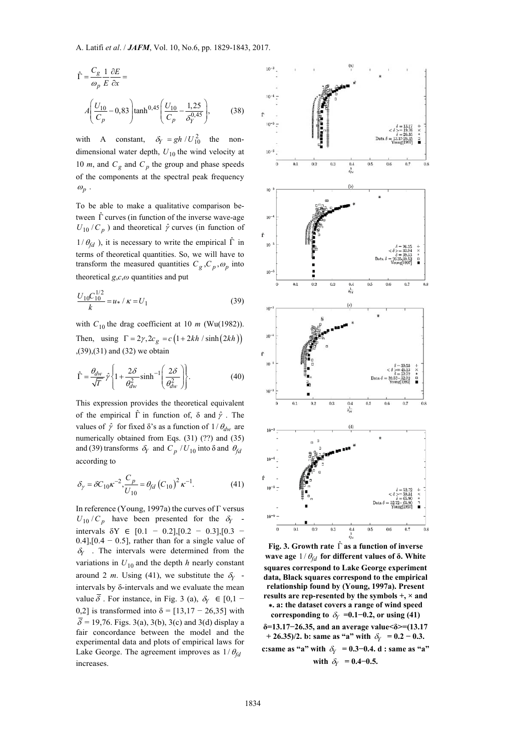$$\hat{\Gamma} = \frac{C_g}{\omega_p} \frac{1}{E} \frac{\partial E}{\partial x} =$$

$$A\left(\frac{U_{10}}{C_p} - 0,83\right) \tanh^{0,45}\left(\frac{U_{10}}{C_p} - \frac{1,25}{\delta_Y^{0,45}}\right), \qquad (38)$$

with A constant, $\delta_Y = gh/U_{10}^2$ the non-dimensional water depth, $U_{10}$ the wind velocity at 10 $m$, and $C_g$ and $C_p$ the group and phase speeds of the components at the spectral peak frequency $\omega_p$.

To be able to make a qualitative comparison between $\hat{\Gamma}$ curves (in function of the inverse wave-age $U_{10}/C_p$) and theoretical $\hat{\gamma}$ curves (in function of $1/\theta_{fd}$), it is necessary to write the empirical $\hat{\Gamma}$ in terms of theoretical quantities. So, we will have to transform the measured quantities $C_g, C_p, \omega_p$ into theoretical $g, c, \omega$ quantities and put

$$\frac{U_{10} C_{10}^{1/2}}{k} = u_* / \kappa = U_1 \qquad (39)$$

with $C_{10}$ the drag coefficient at 10 $m$ (Wu(1982)). Then, using $\Gamma = 2\gamma, 2c_g = c\left(1 + 2kh/\sinh(2kh)\right)$, (39), (31) and (32) we obtain

$$\hat{\Gamma} = \frac{\theta_{dw}}{\sqrt{T}} \hat{\gamma} \left\{ 1 + \frac{2\delta}{\theta_{dw}^2} \sinh^{-1}\left(\frac{2\delta}{\theta_{dw}^2}\right) \right\}. \qquad (40)$$

This expression provides the theoretical equivalent of the empirical $\hat{\Gamma}$ in function of, δ and $\hat{\gamma}$. The values of $\hat{\gamma}$ for fixed δ's as a function of $1/\theta_{dw}$ are numerically obtained from Eqs. (31) (??) and (35) and (39) transforms $\delta_Y$ and $C_p/U_{10}$ into δ and $\theta_{fd}$ according to

$$\delta_Y = \delta C_{10} \kappa^{-2}, \frac{C_p}{U_{10}} = \theta_{fd} \left(C_{10}\right)^2 \kappa^{-1}. \qquad (41)$$

In reference (Young, 1997a) the curves of Γ versus $U_{10}/C_p$ have been presented for the $\delta_Y$ - intervals δY ∈ [0.1 − 0.2],[0.2 − 0.3],[0.3 − 0.4],[0.4 − 0.5], rather than for a single value of $\delta_Y$. The intervals were determined from the variations in $U_{10}$ and the depth $h$ nearly constant around 2 $m$. Using (41), we substitute the $\delta_Y$ - intervals by δ-intervals and we evaluate the mean value $\overline{\delta}$. For instance, in Fig. 3 (a), $\delta_Y$ ∈ [0,1 − 0,2] is transformed into δ = [13,17 − 26,35] with $\overline{\delta}$ = 19,76. Figs. 3(a), 3(b), 3(c) and 3(d) display a fair concordance between the model and the experimental data and plots of empirical laws for Lake George. The agreement improves as $1/\theta_{fd}$ increases.

**Fig. 3. Growth rate $\hat{\Gamma}$ as a function of inverse wave age $1/\theta_{fd}$ for different values of δ. White squares correspond to Lake George experiment data, Black squares correspond to the empirical relationship found by (Young, 1997a). Present results are rep-resented by the symbols +, × and ∗. a: the dataset covers a range of wind speed corresponding to $\delta_Y$ =0.1−0.2, or using (41) δ=13.17−26.35, and an average value<δ>=(13.17 + 26.35)/2. b: same as "a" with $\delta_Y$ = 0.2 − 0.3. c:same as "a" with $\delta_Y$ = 0.3−0.4. d : same as "a" with $\delta_Y$ = 0.4−0.5.**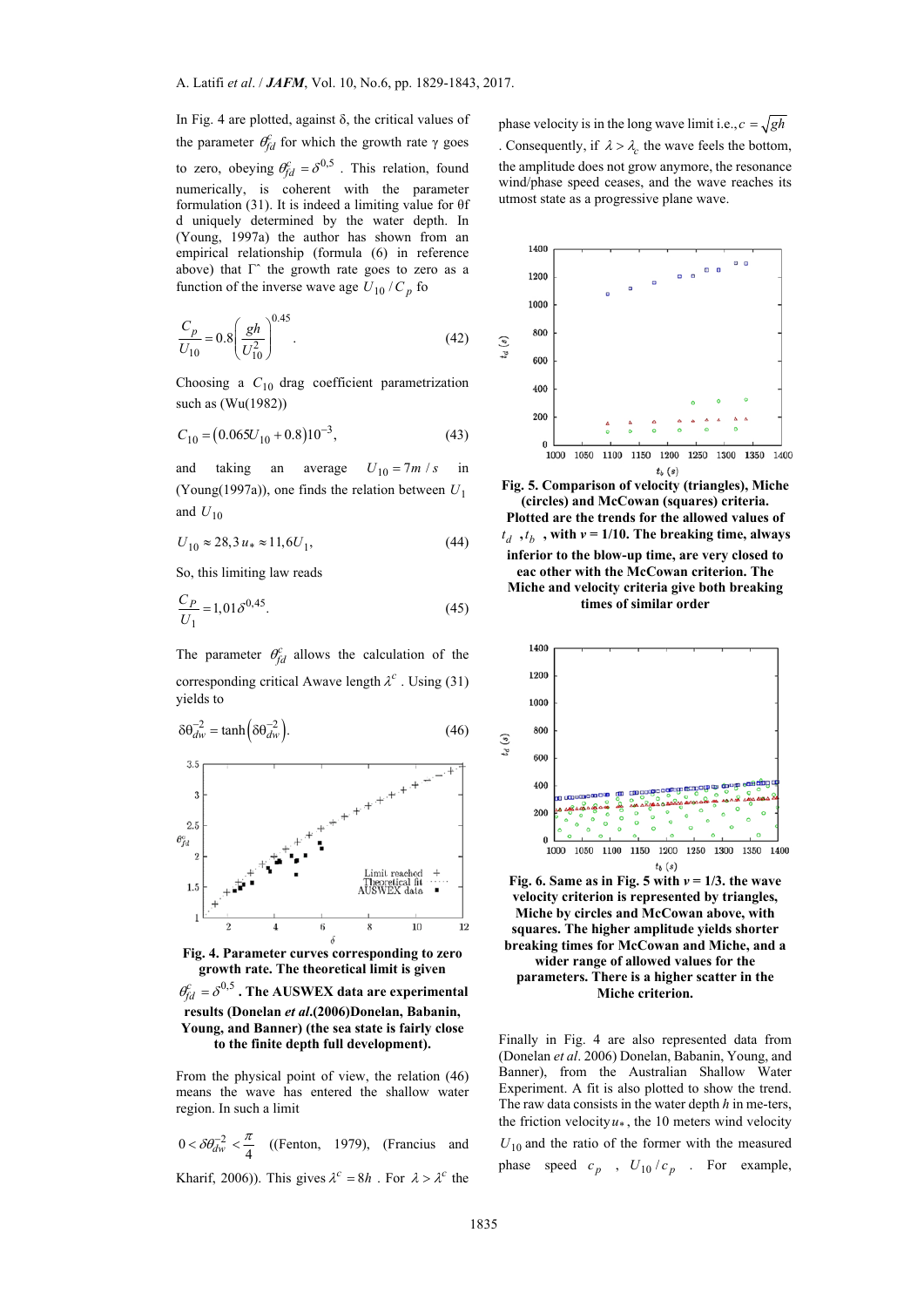In Fig. 4 are plotted, against δ, the critical values of the parameter $\theta^c_{fd}$ for which the growth rate γ goes to zero, obeying $\theta^c_{fd} = \delta^{0,5}$ . This relation, found numerically, is coherent with the parameter formulation (31). It is indeed a limiting value for θf d uniquely determined by the water depth. In (Young, 1997a) the author has shown from an empirical relationship (formula (6) in reference above) that $\Gamma$ˆ the growth rate goes to zero as a function of the inverse wave age $U_{10}/C_p$ fo

$$\frac{C_p}{U_{10}} = 0.8\left(\frac{gh}{U_{10}^2}\right)^{0.45}. \tag{42}$$

Choosing a $C_{10}$ drag coefficient parametrization such as (Wu(1982))

$$C_{10} = \left(0.065U_{10} + 0.8\right)10^{-3}, \tag{43}$$

and taking an average $U_{10} = 7m/s$ in (Young(1997a)), one finds the relation between $U_1$ and $U_{10}$

$$U_{10} \approx 28,3\,u_* \approx 11,6U_1, \tag{44}$$

So, this limiting law reads

$$\frac{C_P}{U_1} = 1{,}01\delta^{0{,}45}. \tag{45}$$

The parameter $\theta^c_{fd}$ allows the calculation of the corresponding critical Awave length $\lambda^c$ . Using (31) yields to

$$\delta\theta_{dw}^{-2} = \tanh\left(\delta\theta_{dw}^{-2}\right). \tag{46}$$

Fig. 4. Parameter curves corresponding to zero growth rate. The theoretical limit is given $\theta^c_{fd} = \delta^{0,5}$ . The AUSWEX data are experimental results (Donelan *et al*.(2006)Donelan, Babanin, Young, and Banner) (the sea state is fairly close to the finite depth full development).

From the physical point of view, the relation (46) means the wave has entered the shallow water region. In such a limit

$0 < \delta\theta_{dw}^{-2} < \frac{\pi}{4}$ ((Fenton, 1979), (Francius and Kharif, 2006)). This gives $\lambda^c = 8h$ . For $\lambda > \lambda^c$ the phase velocity is in the long wave limit i.e., $c = \sqrt{gh}$ . Consequently, if $\lambda > \lambda_c$ the wave feels the bottom, the amplitude does not grow anymore, the resonance wind/phase speed ceases, and the wave reaches its utmost state as a progressive plane wave.

**Fig. 5. Comparison of velocity (triangles), Miche (circles) and McCowan (squares) criteria. Plotted are the trends for the allowed values of $t_d$ , $t_b$ , with $v$ = 1/10. The breaking time, always inferior to the blow-up time, are very closed to eac other with the McCowan criterion. The Miche and velocity criteria give both breaking times of similar order**

**Fig. 6. Same as in Fig. 5 with $v$ = 1/3. the wave velocity criterion is represented by triangles, Miche by circles and McCowan above, with squares. The higher amplitude yields shorter breaking times for McCowan and Miche, and a wider range of allowed values for the parameters. There is a higher scatter in the Miche criterion.**

Finally in Fig. 4 are also represented data from (Donelan *et al*. 2006) Donelan, Babanin, Young, and Banner), from the Australian Shallow Water Experiment. A fit is also plotted to show the trend. The raw data consists in the water depth $h$ in me-ters, the friction velocity $u_*$ , the 10 meters wind velocity $U_{10}$ and the ratio of the former with the measured phase speed $c_p$ , $U_{10}/c_p$ . For example,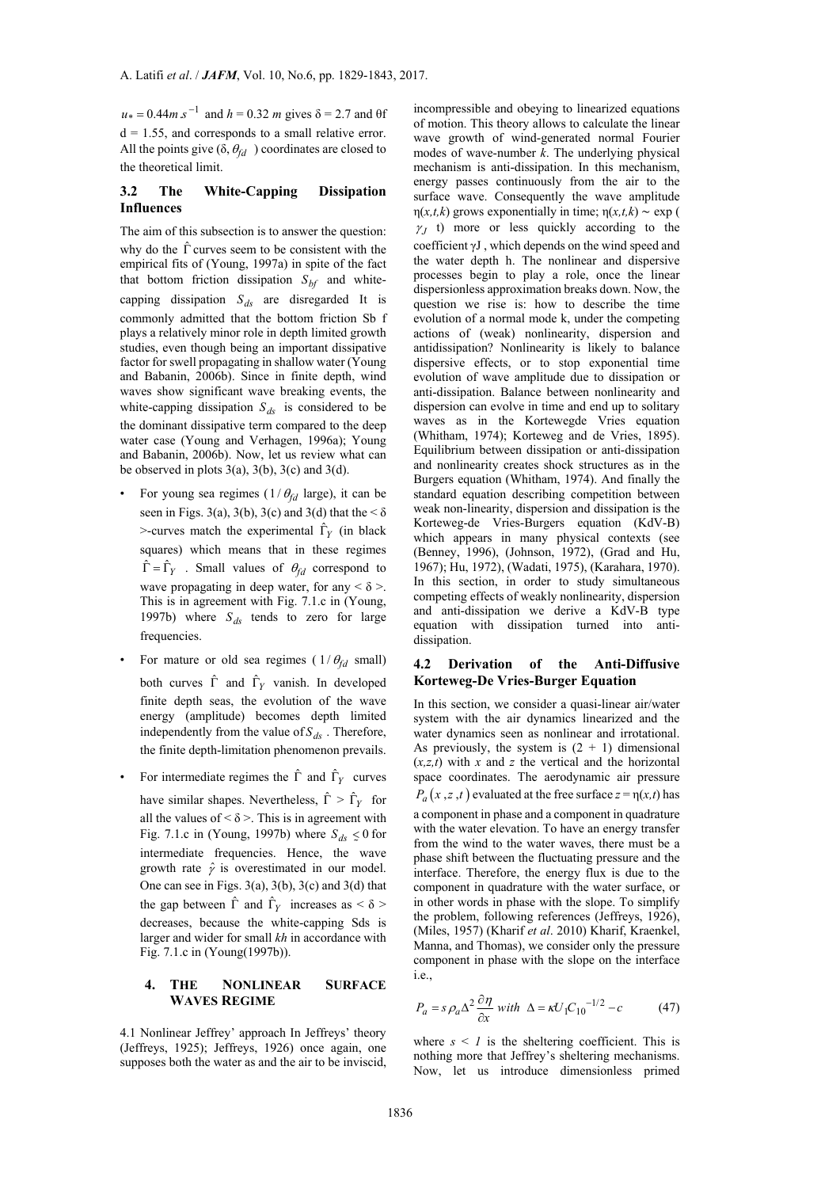$u_* = 0.44 m.s^{-1}$ and $h = 0.32\ m$ gives δ = 2.7 and θf d = 1.55, and corresponds to a small relative error. All the points give (δ, $\theta_{fd}$ ) coordinates are closed to the theoretical limit.

### 3.2 The White-Capping Dissipation Influences

The aim of this subsection is to answer the question: why do the $\hat{\Gamma}$ curves seem to be consistent with the empirical fits of (Young, 1997a) in spite of the fact that bottom friction dissipation $S_{bf}$ and white-capping dissipation $S_{ds}$ are disregarded It is commonly admitted that the bottom friction Sb f plays a relatively minor role in depth limited growth studies, even though being an important dissipative factor for swell propagating in shallow water (Young and Babanin, 2006b). Since in finite depth, wind waves show significant wave breaking events, the white-capping dissipation $S_{ds}$ is considered to be the dominant dissipative term compared to the deep water case (Young and Verhagen, 1996a); Young and Babanin, 2006b). Now, let us review what can be observed in plots 3(a), 3(b), 3(c) and 3(d).

- For young sea regimes ($1/\theta_{fd}$ large), it can be seen in Figs. 3(a), 3(b), 3(c) and 3(d) that the < δ >-curves match the experimental $\hat{\Gamma}_Y$ (in black squares) which means that in these regimes $\hat{\Gamma} = \hat{\Gamma}_Y$ . Small values of $\theta_{fd}$ correspond to wave propagating in deep water, for any < δ >. This is in agreement with Fig. 7.1.c in (Young, 1997b) where $S_{ds}$ tends to zero for large frequencies.
- For mature or old sea regimes ( $1/\theta_{fd}$ small) both curves $\hat{\Gamma}$ and $\hat{\Gamma}_Y$ vanish. In developed finite depth seas, the evolution of the wave energy (amplitude) becomes depth limited independently from the value of $S_{ds}$ . Therefore, the finite depth-limitation phenomenon prevails.
- For intermediate regimes the $\hat{\Gamma}$ and $\hat{\Gamma}_Y$ curves have similar shapes. Nevertheless, $\hat{\Gamma} > \hat{\Gamma}_Y$ for all the values of < δ >. This is in agreement with Fig. 7.1.c in (Young, 1997b) where $S_{ds} \lesssim 0$ for intermediate frequencies. Hence, the wave growth rate $\hat{\gamma}$ is overestimated in our model. One can see in Figs. 3(a), 3(b), 3(c) and 3(d) that the gap between $\hat{\Gamma}$ and $\hat{\Gamma}_Y$ increases as < δ > decreases, because the white-capping Sds is larger and wider for small *kh* in accordance with Fig. 7.1.c in (Young(1997b)).

## 4. THE NONLINEAR SURFACE WAVES REGIME

4.1 Nonlinear Jeffrey' approach In Jeffreys' theory (Jeffreys, 1925); Jeffreys, 1926) once again, one supposes both the water as and the air to be inviscid, incompressible and obeying to linearized equations of motion. This theory allows to calculate the linear wave growth of wind-generated normal Fourier modes of wave-number *k*. The underlying physical mechanism is anti-dissipation. In this mechanism, energy passes continuously from the air to the surface wave. Consequently the wave amplitude η(*x,t,k*) grows exponentially in time; η(*x,t,k*) ∼ exp ( $\gamma_J$ t) more or less quickly according to the coefficient γJ , which depends on the wind speed and the water depth h. The nonlinear and dispersive processes begin to play a role, once the linear dispersionless approximation breaks down. Now, the question we rise is: how to describe the time evolution of a normal mode k, under the competing actions of (weak) nonlinearity, dispersion and antidissipation? Nonlinearity is likely to balance dispersive effects, or to stop exponential time evolution of wave amplitude due to dissipation or anti-dissipation. Balance between nonlinearity and dispersion can evolve in time and end up to solitary waves as in the Kortewegde Vries equation (Whitham, 1974); Korteweg and de Vries, 1895). Equilibrium between dissipation or anti-dissipation and nonlinearity creates shock structures as in the Burgers equation (Whitham, 1974). And finally the standard equation describing competition between weak non-linearity, dispersion and dissipation is the Korteweg-de Vries-Burgers equation (KdV-B) which appears in many physical contexts (see (Benney, 1996), (Johnson, 1972), (Grad and Hu, 1967); Hu, 1972), (Wadati, 1975), (Karahara, 1970). In this section, in order to study simultaneous competing effects of weakly nonlinearity, dispersion and anti-dissipation we derive a KdV-B type equation with dissipation turned into anti-dissipation.

### 4.2 Derivation of the Anti-Diffusive Korteweg-De Vries-Burger Equation

In this section, we consider a quasi-linear air/water system with the air dynamics linearized and irrotational. As previously, the system is (2 + 1) dimensional (*x,z,t*) with *x* and *z* the vertical and the horizontal space coordinates. The aerodynamic air pressure $P_a(x, z, t)$ evaluated at the free surface *z* = η(*x,t*) has a component in phase and a component in quadrature with the water elevation. To have an energy transfer from the wind to the water waves, there must be a phase shift between the fluctuating pressure and the interface. Therefore, the energy flux is due to the component in quadrature with the water surface, or in other words in phase with the slope. To simplify the problem, following references (Jeffreys, 1926), (Miles, 1957) (Kharif *et al*. 2010) Kharif, Kraenkel, Manna, and Thomas), we consider only the pressure component in phase with the slope on the interface i.e.,

$$P_a = s\rho_a \Delta^2 \frac{\partial \eta}{\partial x} \text{ with } \Delta = \kappa U_1 C_{10}^{-1/2} - c \tag{47}$$

where $s < 1$ is the sheltering coefficient. This is nothing more that Jeffrey's sheltering mechanisms. Now, let us introduce dimensionless primed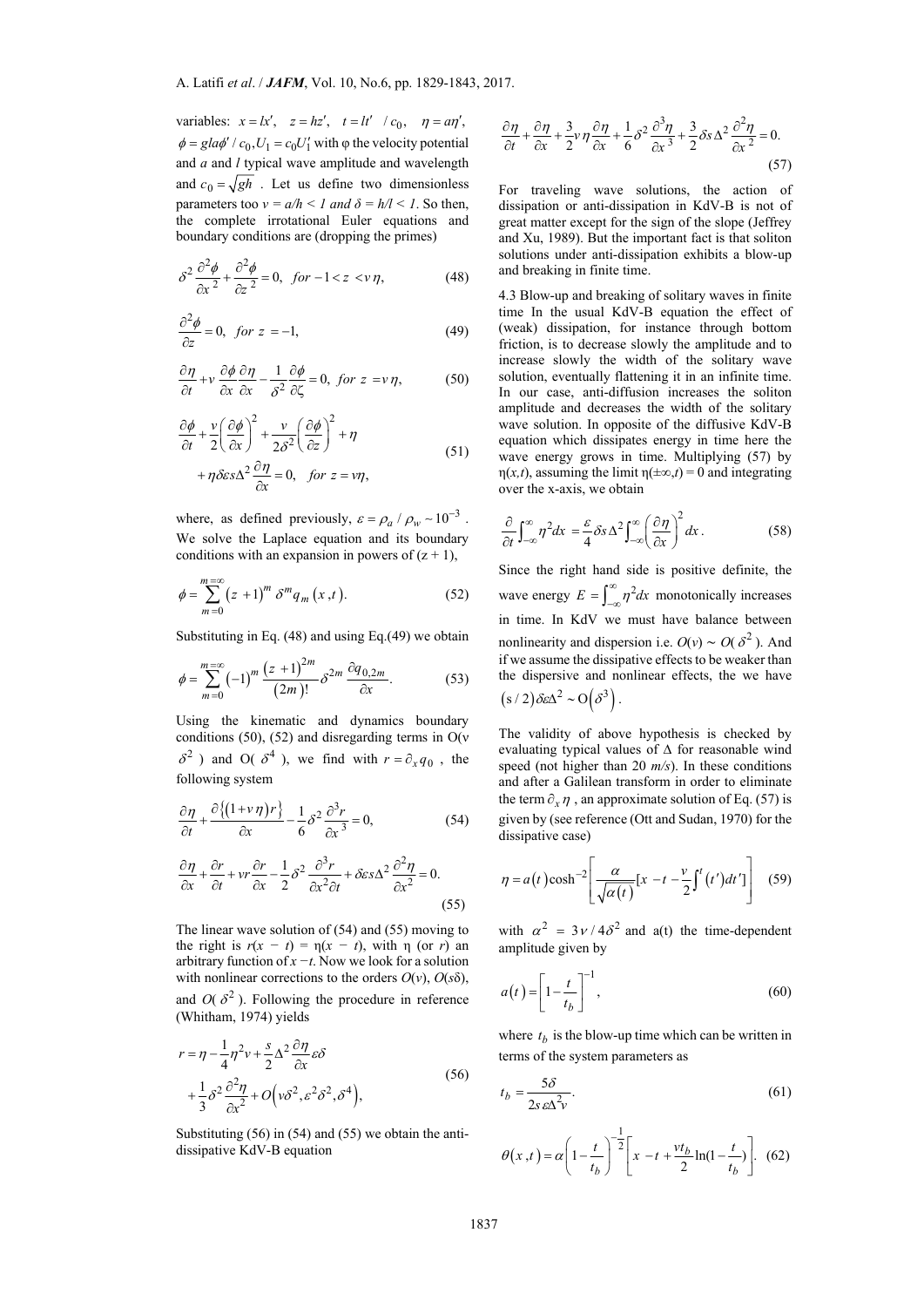variables: $x = lx'$, $z = hz'$, $t = lt' / c_0$, $\eta = a\eta'$, $\phi = gla\phi' / c_0, U_1 = c_0 U_1'$ with φ the velocity potential and *a* and *l* typical wave amplitude and wavelength and $c_0 = \sqrt{gh}$. Let us define two dimensionless parameters too $v = a/h < 1$ and $\delta = h/l < 1$. So then, the complete irrotational Euler equations and boundary conditions are (dropping the primes)

$$\delta^2 \frac{\partial^2 \phi}{\partial x^2} + \frac{\partial^2 \phi}{\partial z^2} = 0, \quad for \ -1 < z < v\eta, \tag{48}$$

$$\frac{\partial^2 \phi}{\partial z} = 0, \quad for \ z = -1, \tag{49}$$

$$\frac{\partial \eta}{\partial t} + v\frac{\partial \phi}{\partial x}\frac{\partial \eta}{\partial x} - \frac{1}{\delta^2}\frac{\partial \phi}{\partial \zeta} = 0, \quad for \ z = v\eta, \tag{50}$$

$$\frac{\partial \phi}{\partial t} + \frac{v}{2}\left(\frac{\partial \phi}{\partial x}\right)^2 + \frac{v}{2\delta^2}\left(\frac{\partial \phi}{\partial z}\right)^2 + \eta + \eta\delta\varepsilon s\Delta^2\frac{\partial \eta}{\partial x} = 0, \quad for \ z = v\eta, \tag{51}$$

where, as defined previously, $\varepsilon = \rho_a / \rho_w \sim 10^{-3}$. We solve the Laplace equation and its boundary conditions with an expansion in powers of $(z + 1)$,

$$\phi = \sum_{m=0}^{m=\infty} (z+1)^m \delta^m q_m(x,t). \tag{52}$$

Substituting in Eq. (48) and using Eq.(49) we obtain

$$\phi = \sum_{m=0}^{m=\infty} (-1)^m \frac{(z+1)^{2m}}{(2m)!}\delta^{2m}\frac{\partial q_{0,2m}}{\partial x}. \tag{53}$$

Using the kinematic and dynamics boundary conditions (50), (52) and disregarding terms in O($v\delta^2$) and O($\delta^4$), we find with $r = \partial_x q_0$, the following system

$$\frac{\partial \eta}{\partial t} + \frac{\partial\{(1+v\eta)r\}}{\partial x} - \frac{1}{6}\delta^2\frac{\partial^3 r}{\partial x^3} = 0, \tag{54}$$

$$\frac{\partial \eta}{\partial x} + \frac{\partial r}{\partial t} + vr\frac{\partial r}{\partial x} - \frac{1}{2}\delta^2\frac{\partial^3 r}{\partial x^2 \partial t} + \delta\varepsilon s\Delta^2\frac{\partial^2 \eta}{\partial x^2} = 0. \tag{55}$$

The linear wave solution of (54) and (55) moving to the right is $r(x - t) = \eta(x - t)$, with η (or *r*) an arbitrary function of $x - t$. Now we look for a solution with nonlinear corrections to the orders $O(v)$, $O(s\delta)$, and $O(\delta^2)$. Following the procedure in reference (Whitham, 1974) yields

$$r = \eta - \frac{1}{4}\eta^2 v + \frac{s}{2}\Delta^2\frac{\partial \eta}{\partial x}\varepsilon\delta + \frac{1}{3}\delta^2\frac{\partial^2 \eta}{\partial x^2} + O\left(v\delta^2, \varepsilon^2\delta^2, \delta^4\right), \tag{56}$$

Substituting (56) in (54) and (55) we obtain the anti-dissipative KdV-B equation

$$\frac{\partial \eta}{\partial t} + \frac{\partial \eta}{\partial x} + \frac{3}{2}v\eta\frac{\partial \eta}{\partial x} + \frac{1}{6}\delta^2\frac{\partial^3 \eta}{\partial x^3} + \frac{3}{2}\delta s\Delta^2\frac{\partial^2 \eta}{\partial x^2} = 0. \tag{57}$$

For traveling wave solutions, the action of dissipation or anti-dissipation in KdV-B is not of great matter except for the sign of the slope (Jeffrey and Xu, 1989). But the important fact is that soliton solutions under anti-dissipation exhibits a blow-up and breaking in finite time.

4.3 Blow-up and breaking of solitary waves in finite time In the usual KdV-B equation the effect of (weak) dissipation, for instance through bottom friction, is to decrease slowly the amplitude and to increase slowly the width of the solitary wave solution, eventually flattening it in an infinite time. In our case, anti-diffusion increases the soliton amplitude and decreases the width of the solitary wave solution. In opposite of the diffusive KdV-B equation which dissipates energy in time here the wave energy grows in time. Multiplying (57) by $\eta(x,t)$, assuming the limit $\eta(\pm\infty,t) = 0$ and integrating over the x-axis, we obtain

$$\frac{\partial}{\partial t}\int_{-\infty}^{\infty}\eta^2 dx = \frac{\varepsilon}{4}\delta s\Delta^2\int_{-\infty}^{\infty}\left(\frac{\partial \eta}{\partial x}\right)^2 dx. \tag{58}$$

Since the right hand side is positive definite, the wave energy $E = \int_{-\infty}^{\infty}\eta^2 dx$ monotonically increases in time. In KdV we must have balance between nonlinearity and dispersion i.e. $O(v) \sim O(\delta^2)$. And if we assume the dissipative effects to be weaker than the dispersive and nonlinear effects, the we have $(s/2)\delta\varepsilon\Delta^2 \sim O(\delta^3)$.

The validity of above hypothesis is checked by evaluating typical values of Δ for reasonable wind speed (not higher than 20 *m/s*). In these conditions and after a Galilean transform in order to eliminate the term $\partial_x \eta$, an approximate solution of Eq. (57) is given by (see reference (Ott and Sudan, 1970) for the dissipative case)

$$\eta = a(t)\cosh^{-2}\left[\frac{\alpha}{\sqrt{\alpha(t)}}[x - t - \frac{v}{2}\int^t (t')dt']\right] \tag{59}$$

with $\alpha^2 = 3v/4\delta^2$ and a(t) the time-dependent amplitude given by

$$a(t) = \left[1 - \frac{t}{t_b}\right]^{-1}, \tag{60}$$

where $t_b$ is the blow-up time which can be written in terms of the system parameters as

$$t_b = \frac{5\delta}{2s\varepsilon\Delta^2 v}. \tag{61}$$

$$\theta(x,t) = \alpha\left(1 - \frac{t}{t_b}\right)^{-\frac{1}{2}}\left[x - t + \frac{vt_b}{2}\ln(1 - \frac{t}{t_b})\right]. \tag{62}$$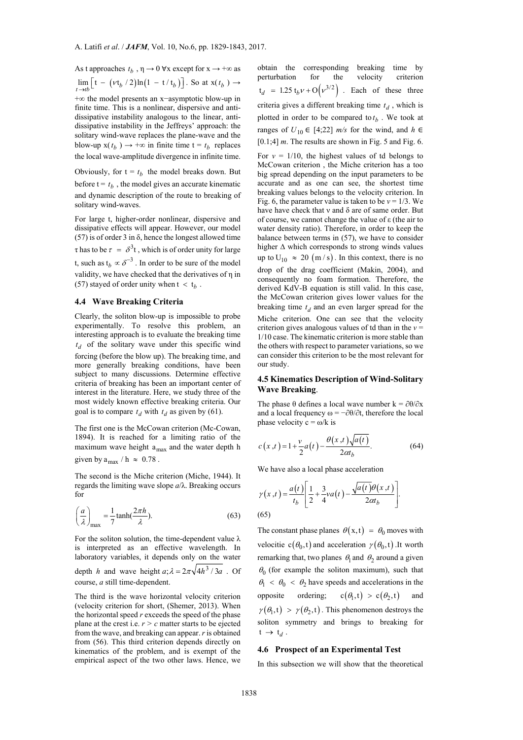As t approaches $t_b$, $\eta \rightarrow 0\ \forall$x except for $x \rightarrow +\infty$ as $\lim_{t \to tb}\left[t - (\nu t_b / 2)\ln(1 - t/t_b)\right]$. So at $x(t_b) \rightarrow +\infty$ the model presents an x−asymptotic blow-up in finite time. This is a nonlinear, dispersive and anti-dissipative instability analogous to the linear, anti-dissipative instability in the Jeffreys' approach: the solitary wind-wave replaces the plane-wave and the blow-up $x(t_b) \rightarrow +\infty$ in finite time $t = t_b$ replaces the local wave-amplitude divergence in infinite time.

Obviously, for $t = t_b$ the model breaks down. But before $t = t_b$, the model gives an accurate kinematic and dynamic description of the route to breaking of solitary wind-waves.

For large t, higher-order nonlinear, dispersive and dissipative effects will appear. However, our model (57) is of order 3 in δ, hence the longest allowed time τ has to be $\tau = \delta^3 t$, which is of order unity for large t, such as $t_b \propto \delta^{-3}$. In order to be sure of the model validity, we have checked that the derivatives of η in (57) stayed of order unity when $t < t_b$.

### 4.4 Wave Breaking Criteria

Clearly, the soliton blow-up is impossible to probe experimentally. To resolve this problem, an interesting approach is to evaluate the breaking time $t_d$ of the solitary wave under this specific wind forcing (before the blow up). The breaking time, and more generally breaking conditions, have been subject to many discussions. Determine effective criteria of breaking has been an important center of interest in the literature. Here, we study three of the most widely known effective breaking criteria. Our goal is to compare $t_d$ with $t_d$ as given by (61).

The first one is the McCowan criterion (Mc-Cowan, 1894). It is reached for a limiting ratio of the maximum wave height $a_{max}$ and the water depth h given by $a_{max} / h \approx 0.78$.

The second is the Miche criterion (Miche, 1944). It regards the limiting wave slope $a/\lambda$. Breaking occurs for

$$\left(\frac{a}{\lambda}\right)_{max} = \frac{1}{7}\tanh\left(\frac{2\pi h}{\lambda}\right). \tag{63}$$

For the soliton solution, the time-dependent value λ is interpreted as an effective wavelength. In laboratory variables, it depends only on the water depth $h$ and wave height $a; \lambda = 2\pi\sqrt{4h^3/3a}$. Of course, $a$ still time-dependent.

The third is the wave horizontal velocity criterion (velocity criterion for short, (Shemer, 2013). When the horizontal speed $r$ exceeds the speed of the phase plane at the crest i.e. $r > c$ matter starts to be ejected from the wave, and breaking can appear. $r$ is obtained from (56). This third criterion depends directly on kinematics of the problem, and is exempt of the empirical aspect of the two other laws. Hence, we obtain the corresponding breaking time by perturbation for the velocity criterion $t_d = 1.25\, t_b \nu + O\left(\nu^{3/2}\right)$. Each of these three criteria gives a different breaking time $t_d$, which is plotted in order to be compared to $t_b$. We took at ranges of $U_{10} \in [4;22]$ *m/s* for the wind, and $h \in [0.1;4]$ *m*. The results are shown in Fig. 5 and Fig. 6.

For $\nu = 1/10$, the highest values of td belongs to McCowan criterion , the Miche criterion has a too big spread depending on the input parameters to be accurate and as one can see, the shortest time breaking values belongs to the velocity criterion. In Fig. 6, the parameter value is taken to be $\nu = 1/3$. We have have check that ν and δ are of same order. But of course, we cannot change the value of ε (the air to water density ratio). Therefore, in order to keep the balance between terms in (57), we have to consider higher Δ which corresponds to strong winds values up to $U_{10} \approx 20\ (m/s)$. In this context, there is no drop of the drag coefficient (Makin, 2004), and consequently no foam formation. Therefore, the derived KdV-B equation is still valid. In this case, the McCowan criterion gives lower values for the breaking time $t_d$ and an even larger spread for the Miche criterion. One can see that the velocity criterion gives analogous values of td than in the $\nu = 1/10$ case. The kinematic criterion is more stable than the others with respect to parameter variations, so we can consider this criterion to be the most relevant for our study.

### 4.5 Kinematics Description of Wind-Solitary Wave Breaking.

The phase θ defines a local wave number $k = \partial\theta/\partial x$ and a local frequency $\omega = -\partial\theta/\partial t$, therefore the local phase velocity $c = \omega/k$ is

$$c(x,t) = 1 + \frac{\nu}{2}a(t) - \frac{\theta(x,t)\sqrt{a(t)}}{2\alpha t_b}. \tag{64}$$

We have also a local phase acceleration

$$\gamma(x,t) = \frac{a(t)}{t_b}\left[\frac{1}{2} + \frac{3}{4}\nu a(t) - \frac{\sqrt{a(t)}\theta(x,t)}{2\alpha t_b}\right]. \tag{65}$$

The constant phase planes $\theta(x,t) = \theta_0$ moves with velocitie $c(\theta_0,t)$ and acceleration $\gamma(\theta_0,t)$. It worth remarking that, two planes $\theta_1$ and $\theta_2$ around a given $\theta_0$ (for example the soliton maximum), such that $\theta_1 < \theta_0 < \theta_2$ have speeds and accelerations in the opposite ordering; $c(\theta_1,t) > c(\theta_2,t)$ and $\gamma(\theta_1,t) > \gamma(\theta_2,t)$. This phenomenon destroys the soliton symmetry and brings to breaking for $t \rightarrow t_d$.

### 4.6 Prospect of an Experimental Test

In this subsection we will show that the theoretical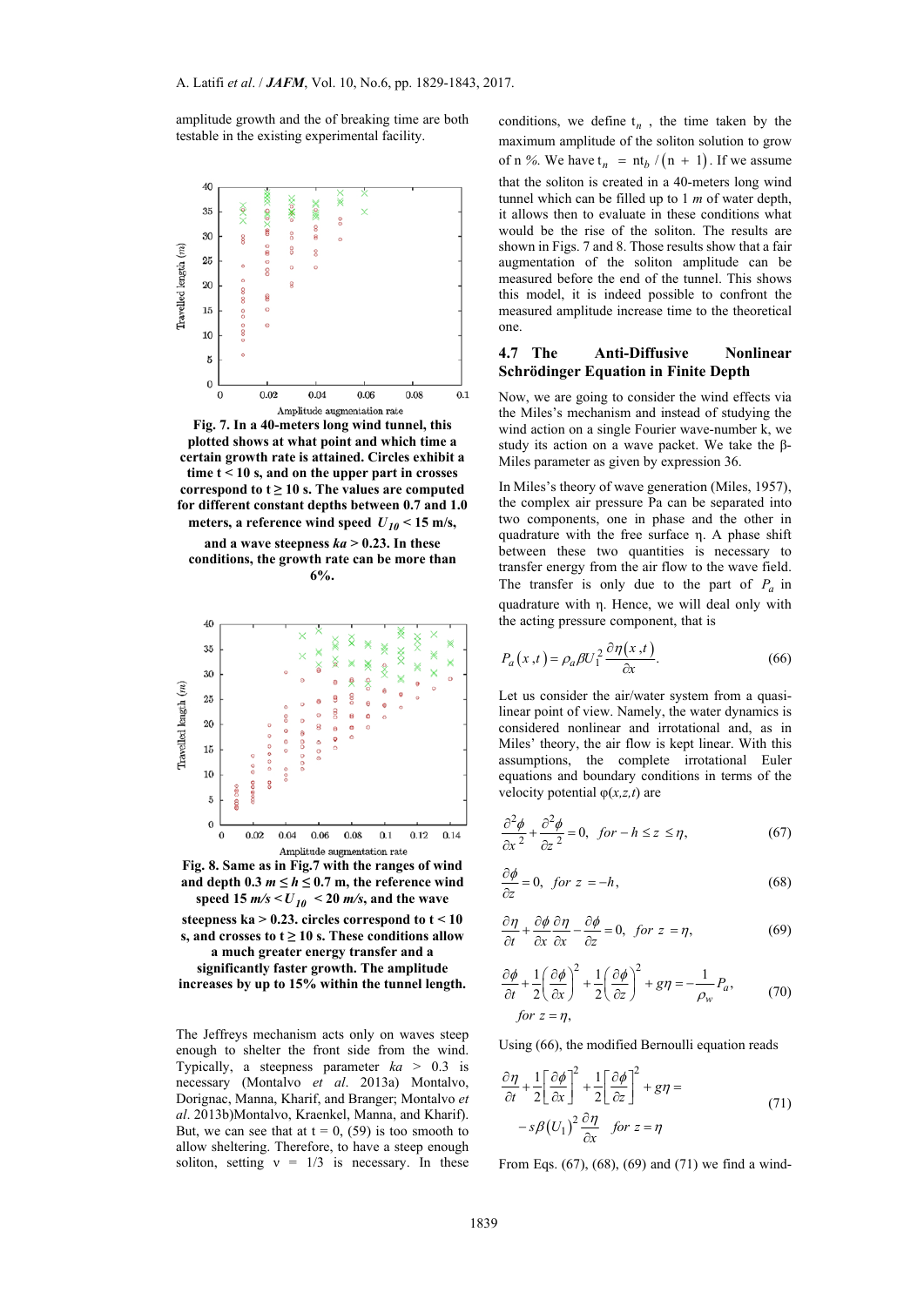amplitude growth and the of breaking time are both testable in the existing experimental facility.

Fig. 7. In a 40-meters long wind tunnel, this plotted shows at what point and which time a certain growth rate is attained. Circles exhibit a time t < 10 s, and on the upper part in crosses correspond to t ≥ 10 s. The values are computed for different constant depths between 0.7 and 1.0 meters, a reference wind speed $U_{10}$ < 15 m/s, and a wave steepness $ka$ > 0.23. In these conditions, the growth rate can be more than 6%.

Fig. 8. Same as in Fig.7 with the ranges of wind and depth 0.3 $m \le h \le$ 0.7 m, the reference wind speed 15 $m/s < U_{10}$ < 20 $m/s$, and the wave steepness ka > 0.23. circles correspond to t < 10 s, and crosses to t ≥ 10 s. These conditions allow a much greater energy transfer and a significantly faster growth. The amplitude increases by up to 15% within the tunnel length.

The Jeffreys mechanism acts only on waves steep enough to shelter the front side from the wind. Typically, a steepness parameter $ka$ > 0.3 is necessary (Montalvo *et al.* 2013a) Montalvo, Dorignac, Manna, Kharif, and Branger; Montalvo *et al.* 2013b)Montalvo, Kraenkel, Manna, and Kharif). But, we can see that at t = 0, (59) is too smooth to allow sheltering. Therefore, to have a steep enough soliton, setting v = 1/3 is necessary. In these conditions, we define $t_n$ , the time taken by the maximum amplitude of the soliton solution to grow of n %. We have $t_n = nt_b/(n+1)$. If we assume that the soliton is created in a 40-meters long wind tunnel which can be filled up to 1 $m$ of water depth, it allows then to evaluate in these conditions what would be the rise of the soliton. The results are shown in Figs. 7 and 8. Those results show that a fair augmentation of the soliton amplitude can be measured before the end of the tunnel. This shows this model, it is indeed possible to confront the measured amplitude increase time to the theoretical one.

### 4.7 The Anti-Diffusive Nonlinear Schrödinger Equation in Finite Depth

Now, we are going to consider the wind effects via the Miles's mechanism and instead of studying the wind action on a single Fourier wave-number k, we study its action on a wave packet. We take the β-Miles parameter as given by expression 36.

In Miles's theory of wave generation (Miles, 1957), the complex air pressure Pa can be separated into two components, one in phase and the other in quadrature with the free surface η. A phase shift between these two quantities is necessary to transfer energy from the air flow to the wave field. The transfer is only due to the part of $P_a$ in quadrature with η. Hence, we will deal only with the acting pressure component, that is

$$P_a(x,t) = \rho_a \beta U_1^2 \frac{\partial \eta(x,t)}{\partial x}. \tag{66}$$

Let us consider the air/water system from a quasi-linear point of view. Namely, the water dynamics is considered nonlinear and irrotational and, as in Miles' theory, the air flow is kept linear. With this assumptions, the complete irrotational Euler equations and boundary conditions in terms of the velocity potential φ(x,z,t) are

$$\frac{\partial^2 \phi}{\partial x^2} + \frac{\partial^2 \phi}{\partial z^2} = 0, \quad for \; -h \le z \le \eta, \tag{67}$$

$$\frac{\partial \phi}{\partial z} = 0, \quad for \; z = -h, \tag{68}$$

$$\frac{\partial \eta}{\partial t} + \frac{\partial \phi}{\partial x}\frac{\partial \eta}{\partial x} - \frac{\partial \phi}{\partial z} = 0, \quad for \; z = \eta, \tag{69}$$

$$\frac{\partial \phi}{\partial t} + \frac{1}{2}\left(\frac{\partial \phi}{\partial x}\right)^2 + \frac{1}{2}\left(\frac{\partial \phi}{\partial z}\right)^2 + g\eta = -\frac{1}{\rho_w} P_a, \quad for \; z = \eta, \tag{70}$$

Using (66), the modified Bernoulli equation reads

$$\frac{\partial \eta}{\partial t} + \frac{1}{2}\left[\frac{\partial \phi}{\partial x}\right]^2 + \frac{1}{2}\left[\frac{\partial \phi}{\partial z}\right]^2 + g\eta = -s\beta(U_1)^2 \frac{\partial \eta}{\partial x} \quad for \; z = \eta \tag{71}$$

From Eqs. (67), (68), (69) and (71) we find a wind-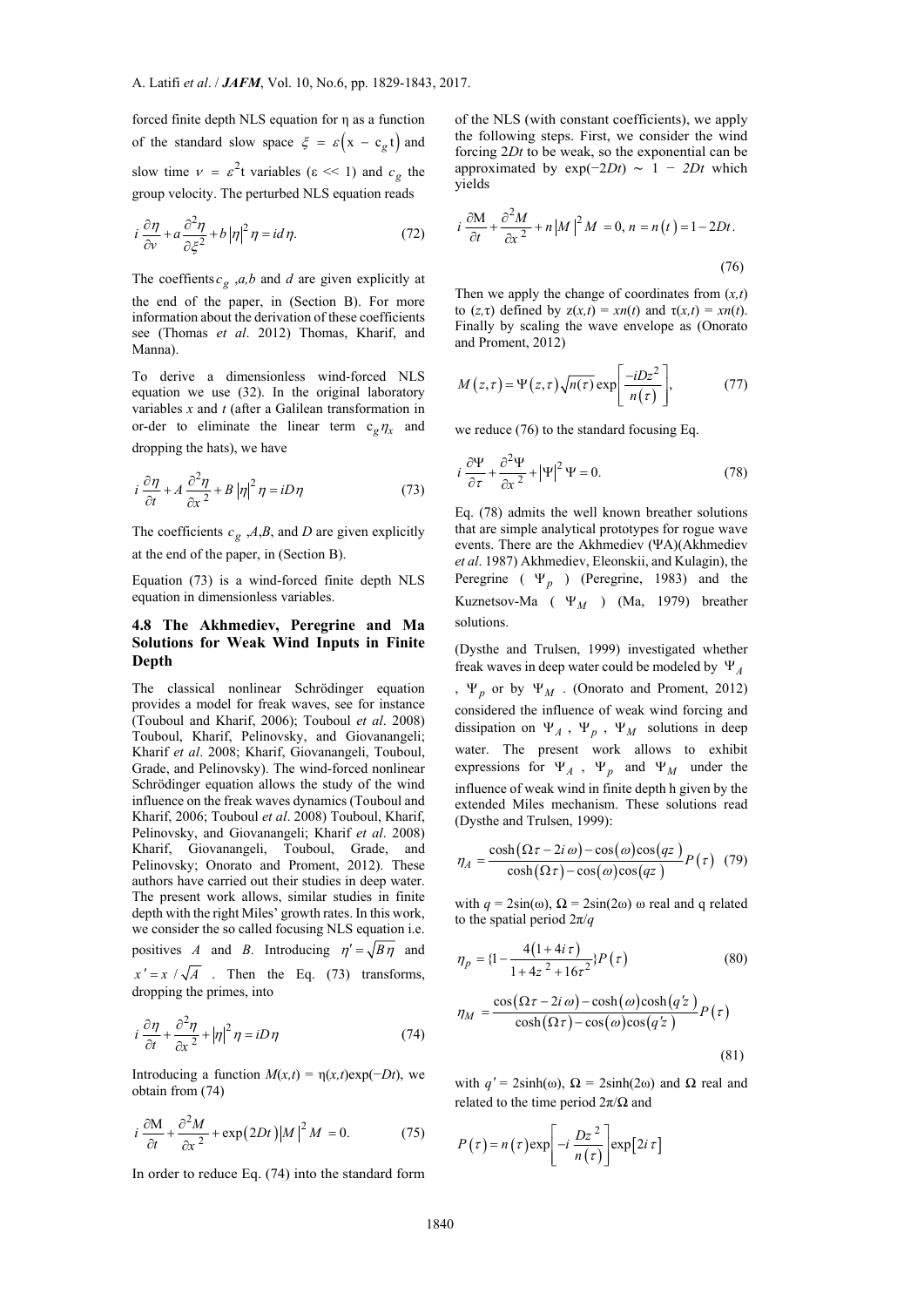forced finite depth NLS equation for η as a function of the standard slow space $\xi = \varepsilon\left(x - c_g t\right)$ and slow time $\nu = \varepsilon^2 t$ variables ($\varepsilon << 1$) and $c_g$ the group velocity. The perturbed NLS equation reads

$$i\frac{\partial \eta}{\partial \nu} + a\frac{\partial^2 \eta}{\partial \xi^2} + b\left|\eta\right|^2 \eta = id\eta. \tag{72}$$

The coeffients $c_g$ ,*a,b* and *d* are given explicitly at the end of the paper, in (Section B). For more information about the derivation of these coefficients see (Thomas *et al*. 2012) Thomas, Kharif, and Manna).

To derive a dimensionless wind-forced NLS equation we use (32). In the original laboratory variables *x* and *t* (after a Galilean transformation in or-der to eliminate the linear term $c_g \eta_x$ and dropping the hats), we have

$$i\frac{\partial \eta}{\partial t} + A\frac{\partial^2 \eta}{\partial x^2} + B\left|\eta\right|^2 \eta = iD\eta \tag{73}$$

The coefficients $c_g$ ,*A*,*B*, and *D* are given explicitly at the end of the paper, in (Section B).

Equation (73) is a wind-forced finite depth NLS equation in dimensionless variables.

### 4.8 The Akhmediev, Peregrine and Ma Solutions for Weak Wind Inputs in Finite Depth

The classical nonlinear Schrödinger equation provides a model for freak waves, see for instance (Touboul and Kharif, 2006); Touboul *et al*. 2008) Touboul, Kharif, Pelinovsky, and Giovanangeli; Kharif *et al*. 2008; Kharif, Giovangeli, Touboul, Grade, and Pelinovsky). The wind-forced nonlinear Schrödinger equation allows the study of the wind influence on the freak waves dynamics (Touboul and Kharif, 2006; Touboul *et al*. 2008) Touboul, Kharif, Pelinovsky, and Giovanangeli; Kharif *et al*. 2008) Kharif, Giovangeli, Touboul, Grade, and Pelinovsky; Onorato and Proment, 2012). These authors have carried out their studies in deep water. The present work allows, similar studies in finite depth with the right Miles' growth rates. In this work, we consider the so called focusing NLS equation i.e. positives *A* and *B*. Introducing $\eta' = \sqrt{B}\eta$ and $x' = x/\sqrt{A}$ . Then the Eq. (73) transforms, dropping the primes, into

$$i\frac{\partial \eta}{\partial t} + \frac{\partial^2 \eta}{\partial x^2} + \left|\eta\right|^2 \eta = iD\eta \tag{74}$$

Introducing a function $M(x,t) = \eta(x,t)\exp(-Dt)$, we obtain from (74)

$$i\frac{\partial M}{\partial t} + \frac{\partial^2 M}{\partial x^2} + \exp\left(2Dt\right)\left|M\right|^2 M = 0. \tag{75}$$

In order to reduce Eq. (74) into the standard form of the NLS (with constant coefficients), we apply the following steps. First, we consider the wind forcing $2Dt$ to be weak, so the exponential can be approximated by $\exp(-2Dt) \sim 1 - 2Dt$ which yields

$$i\frac{\partial M}{\partial t} + \frac{\partial^2 M}{\partial x^2} + n\left|M\right|^2 M = 0,\ n = n\left(t\right) = 1 - 2Dt. \tag{76}$$

Then we apply the change of coordinates from $(x,t)$ to $(z,\tau)$ defined by $z(x,t) = xn(t)$ and $\tau(x,t) = xn(t)$. Finally by scaling the wave envelope as (Onorato and Proment, 2012)

$$M\left(z,\tau\right) = \Psi\left(z,\tau\right)\sqrt{n(\tau)}\exp\left[\frac{-iDz^2}{n\left(\tau\right)}\right], \tag{77}$$

we reduce (76) to the standard focusing Eq.

$$i\frac{\partial \Psi}{\partial \tau} + \frac{\partial^2 \Psi}{\partial x^2} + \left|\Psi\right|^2 \Psi = 0. \tag{78}$$

Eq. (78) admits the well known breather solutions that are simple analytical prototypes for rogue wave events. There are the Akhmediev ($\Psi$A)(Akhmediev *et al*. 1987) Akhmediev, Eleonskii, and Kulagin), the Peregrine ( $\Psi_p$ ) (Peregrine, 1983) and the Kuznetsov-Ma ( $\Psi_M$ ) (Ma, 1979) breather solutions.

(Dysthe and Trulsen, 1999) investigated whether freak waves in deep water could be modeled by $\Psi_A$ , $\Psi_p$ or by $\Psi_M$ . (Onorato and Proment, 2012) considered the influence of weak wind forcing and dissipation on $\Psi_A$ , $\Psi_p$ , $\Psi_M$ solutions in deep water. The present work allows to exhibit expressions for $\Psi_A$ , $\Psi_p$ and $\Psi_M$ under the influence of weak wind in finite depth h given by the extended Miles mechanism. These solutions read (Dysthe and Trulsen, 1999):

$$\eta_A = \frac{\cosh\left(\Omega\tau - 2i\omega\right) - \cos\left(\omega\right)\cos\left(qz\right)}{\cosh\left(\Omega\tau\right) - \cos\left(\omega\right)\cos\left(qz\right)}P\left(\tau\right) \tag{79}$$

with $q = 2\sin(\omega)$, $\Omega = 2\sin(2\omega)$ ω real and q related to the spatial period $2\pi/q$

$$\eta_p = \{1 - \frac{4\left(1 + 4i\tau\right)}{1 + 4z^2 + 16\tau^2}\}P\left(\tau\right) \tag{80}$$

$$\eta_M = \frac{\cos\left(\Omega\tau - 2i\omega\right) - \cosh\left(\omega\right)\cosh\left(q'z\right)}{\cosh\left(\Omega\tau\right) - \cos\left(\omega\right)\cos\left(q'z\right)}P\left(\tau\right) \tag{81}$$

with $q' = 2\sinh(\omega)$, $\Omega = 2\sinh(2\omega)$ and Ω real and related to the time period $2\pi/\Omega$ and

$$P\left(\tau\right) = n\left(\tau\right)\exp\left[-i\frac{Dz^2}{n\left(\tau\right)}\right]\exp\left[2i\tau\right]$$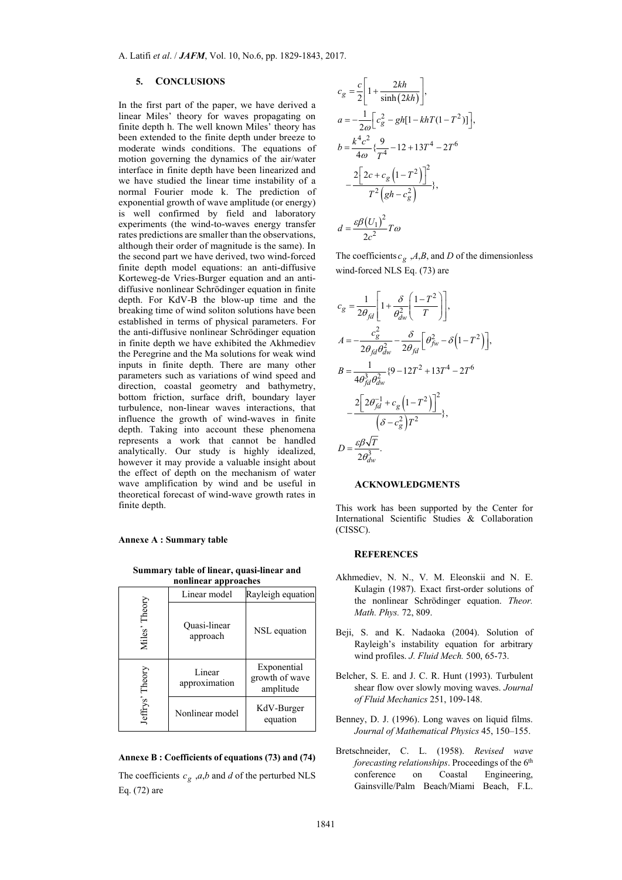## 5. CONCLUSIONS

In the first part of the paper, we have derived a linear Miles' theory for waves propagating on finite depth h. The well known Miles' theory has been extended to the finite depth under breeze to moderate winds conditions. The equations of motion governing the dynamics of the air/water interface in finite depth have been linearized and we have studied the linear time instability of a normal Fourier mode k. The prediction of exponential growth of wave amplitude (or energy) is well confirmed by field and laboratory experiments (the wind-to-waves energy transfer rates predictions are smaller than the observations, although their order of magnitude is the same). In the second part we have derived, two wind-forced finite depth model equations: an anti-diffusive Korteweg-de Vries-Burger equation and an anti-diffusive nonlinear Schrödinger equation in finite depth. For KdV-B the blow-up time and the breaking time of wind soliton solutions have been established in terms of physical parameters. For the anti-diffusive nonlinear Schrödinger equation in finite depth we have exhibited the Akhmediev the Peregrine and the Ma solutions for weak wind inputs in finite depth. There are many other parameters such as variations of wind speed and direction, coastal geometry and bathymetry, bottom friction, surface drift, boundary layer turbulence, non-linear waves interactions, that influence the growth of wind-waves in finite depth. Taking into account these phenomena represents a work that cannot be handled analytically. Our study is highly idealized, however it may provide a valuable insight about the effect of depth on the mechanism of water wave amplification by wind and be useful in theoretical forecast of wind-wave growth rates in finite depth.

**Annexe A : Summary table**

**Summary table of linear, quasi-linear and nonlinear approaches**

| | | |
|---|---|---|
| Miles' Theory | Linear model | Rayleigh equation |
| | Quasi-linear approach | NSL equation |
| Jeffrys' Theory | Linear approximation | Exponential growth of wave amplitude |
| | Nonlinear model | KdV-Burger equation |

**Annexe B : Coefficients of equations (73) and (74)**

The coefficients $c_g$ ,$a$,$b$ and $d$ of the perturbed NLS Eq. (72) are

$$c_g = \frac{c}{2}\left[1+\frac{2kh}{\sinh(2kh)}\right],$$

$$a = -\frac{1}{2\omega}\left[c_g^2 - gh[1-khT(1-T^2)]\right],$$

$$b = \frac{k^4c^2}{4\omega}\{\frac{9}{T^4} - 12 + 13T^4 - 2T^6 - \frac{2\left[2c+c_g\left(1-T^2\right)\right]^2}{T^2\left(gh-c_g^2\right)}\},$$

$$d = \frac{\varepsilon\beta\left(U_1\right)^2}{2c^2}T\omega$$

The coefficients $c_g$ ,$A$,$B$, and $D$ of the dimensionless wind-forced NLS Eq. (73) are

$$c_g = \frac{1}{2\theta_{fd}}\left[1+\frac{\delta}{\theta_{dw}^2}\left(\frac{1-T^2}{T}\right)\right],$$

$$A = -\frac{c_g^2}{2\theta_{fd}\theta_{dw}^2} - \frac{\delta}{2\theta_{fd}}\left[\theta_{fw}^2 - \delta\left(1-T^2\right)\right],$$

$$B = \frac{1}{4\theta_{fd}^3\theta_{dw}^2}\{9-12T^2+13T^4-2T^6 - \frac{2\left[2\theta_{fd}^{-1}+c_g\left(1-T^2\right)\right]^2}{\left(\delta-c_g^2\right)T^2}\},$$

$$D = \frac{\varepsilon\beta\sqrt{T}}{2\theta_{dw}^3}.$$

### ACKNOWLEDGMENTS

This work has been supported by the Center for International Scientific Studies & Collaboration (CISSC).

### REFERENCES

Akhmediev, N. N., V. M. Eleonskii and N. E. Kulagin (1987). Exact first-order solutions of the nonlinear Schrödinger equation. *Theor. Math. Phys.* 72, 809.

Beji, S. and K. Nadaoka (2004). Solution of Rayleigh's instability equation for arbitrary wind profiles. *J. Fluid Mech.* 500, 65-73.

Belcher, S. E. and J. C. R. Hunt (1993). Turbulent shear flow over slowly moving waves. *Journal of Fluid Mechanics* 251, 109-148.

Benney, D. J. (1996). Long waves on liquid films. *Journal of Mathematical Physics* 45, 150–155.

Bretschneider, C. L. (1958). *Revised wave forecasting relationships*. Proceedings of the 6th conference on Coastal Engineering, Gainsville/Palm Beach/Miami Beach, F.L.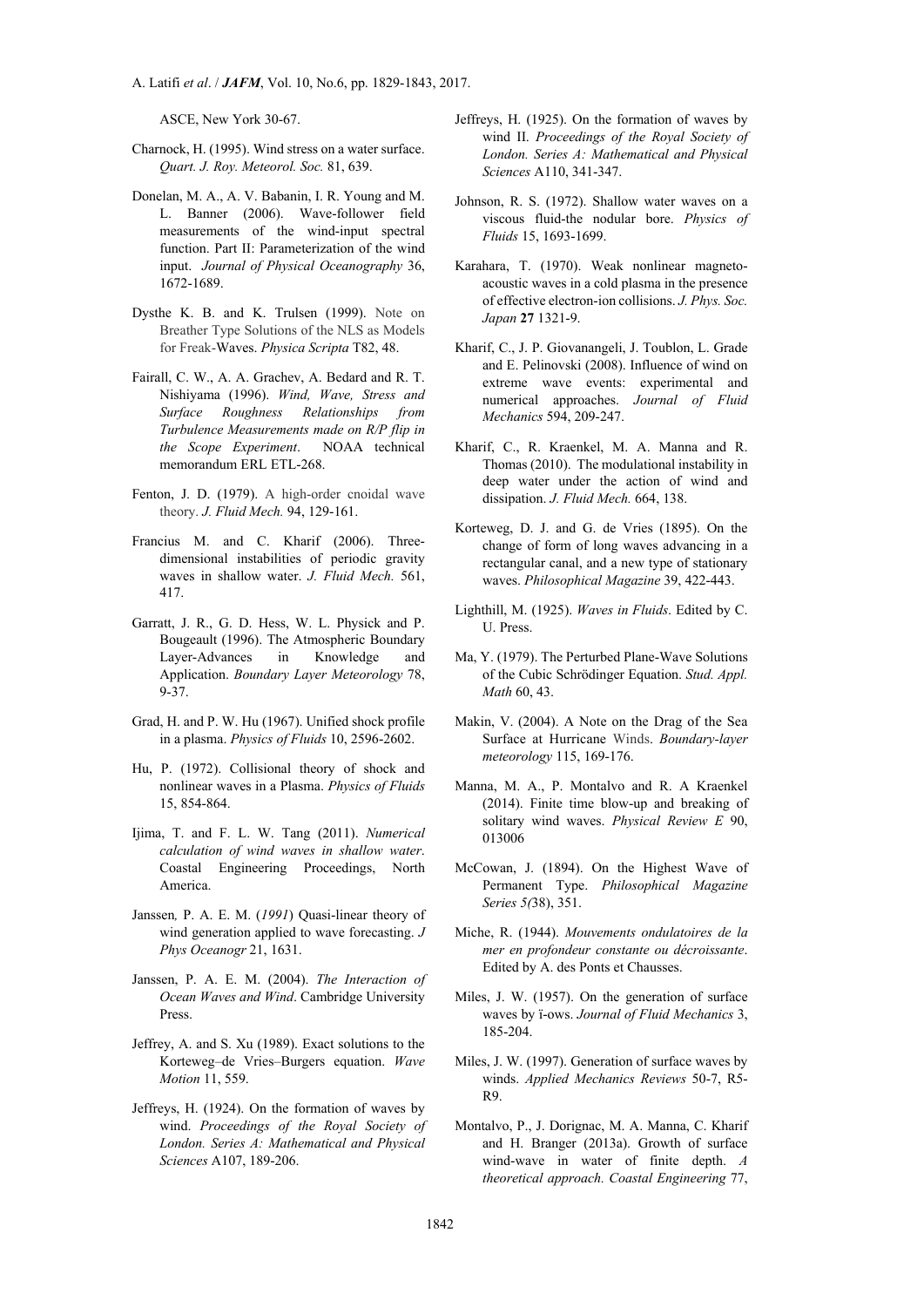ASCE, New York 30-67.

Charnock, H. (1995). Wind stress on a water surface. *Quart. J. Roy. Meteorol. Soc.* 81, 639.

Donelan, M. A., A. V. Babanin, I. R. Young and M. L. Banner (2006). Wave-follower field measurements of the wind-input spectral function. Part II: Parameterization of the wind input. *Journal of Physical Oceanography* 36, 1672-1689.

Dysthe K. B. and K. Trulsen (1999). Note on Breather Type Solutions of the NLS as Models for Freak-Waves. *Physica Scripta* T82, 48.

Fairall, C. W., A. A. Grachev, A. Bedard and R. T. Nishiyama (1996). *Wind, Wave, Stress and Surface Roughness Relationships from Turbulence Measurements made on R/P flip in the Scope Experiment*. NOAA technical memorandum ERL ETL-268.

Fenton, J. D. (1979). A high-order cnoidal wave theory. *J. Fluid Mech.* 94, 129-161.

Francius M. and C. Kharif (2006). Three-dimensional instabilities of periodic gravity waves in shallow water. *J. Fluid Mech.* 561, 417.

Garratt, J. R., G. D. Hess, W. L. Physick and P. Bougeault (1996). The Atmospheric Boundary Layer-Advances in Knowledge and Application. *Boundary Layer Meteorology* 78, 9-37.

Grad, H. and P. W. Hu (1967). Unified shock profile in a plasma. *Physics of Fluids* 10, 2596-2602.

Hu, P. (1972). Collisional theory of shock and nonlinear waves in a Plasma. *Physics of Fluids* 15, 854-864.

Ijima, T. and F. L. W. Tang (2011). *Numerical calculation of wind waves in shallow water*. Coastal Engineering Proceedings, North America.

Janssen, P. A. E. M. (*1991*) Quasi-linear theory of wind generation applied to wave forecasting. *J Phys Oceanogr* 21, 1631.

Janssen, P. A. E. M. (2004). *The Interaction of Ocean Waves and Wind*. Cambridge University Press.

Jeffrey, A. and S. Xu (1989). Exact solutions to the Korteweg–de Vries–Burgers equation. *Wave Motion* 11, 559.

Jeffreys, H. (1924). On the formation of waves by wind. *Proceedings of the Royal Society of London. Series A: Mathematical and Physical Sciences* A107, 189-206.

Jeffreys, H. (1925). On the formation of waves by wind II. *Proceedings of the Royal Society of London. Series A: Mathematical and Physical Sciences* A110, 341-347.

Johnson, R. S. (1972). Shallow water waves on a viscous fluid-the nodular bore. *Physics of Fluids* 15, 1693-1699.

Karahara, T. (1970). Weak nonlinear magneto-acoustic waves in a cold plasma in the presence of effective electron-ion collisions. *J. Phys. Soc. Japan* **27** 1321-9.

Kharif, C., J. P. Giovanangeli, J. Toublon, L. Grade and E. Pelinovski (2008). Influence of wind on extreme wave events: experimental and numerical approaches. *Journal of Fluid Mechanics* 594, 209-247.

Kharif, C., R. Kraenkel, M. A. Manna and R. Thomas (2010). The modulational instability in deep water under the action of wind and dissipation. *J. Fluid Mech.* 664, 138.

Korteweg, D. J. and G. de Vries (1895). On the change of form of long waves advancing in a rectangular canal, and a new type of stationary waves. *Philosophical Magazine* 39, 422-443.

Lighthill, M. (1925). *Waves in Fluids*. Edited by C. U. Press.

Ma, Y. (1979). The Perturbed Plane-Wave Solutions of the Cubic Schrödinger Equation. *Stud. Appl. Math* 60, 43.

Makin, V. (2004). A Note on the Drag of the Sea Surface at Hurricane Winds. *Boundary-layer meteorology* 115, 169-176.

Manna, M. A., P. Montalvo and R. A Kraenkel (2014). Finite time blow-up and breaking of solitary wind waves. *Physical Review E* 90, 013006

McCowan, J. (1894). On the Highest Wave of Permanent Type. *Philosophical Magazine Series 5(*38), 351.

Miche, R. (1944). *Mouvements ondulatoires de la mer en profondeur constante ou décroissante*. Edited by A. des Ponts et Chausses.

Miles, J. W. (1957). On the generation of surface waves by ï-ows. *Journal of Fluid Mechanics* 3, 185-204.

Miles, J. W. (1997). Generation of surface waves by winds. *Applied Mechanics Reviews* 50-7, R5-R9.

Montalvo, P., J. Dorignac, M. A. Manna, C. Kharif and H. Branger (2013a). Growth of surface wind-wave in water of finite depth. *A theoretical approach. Coastal Engineering* 77,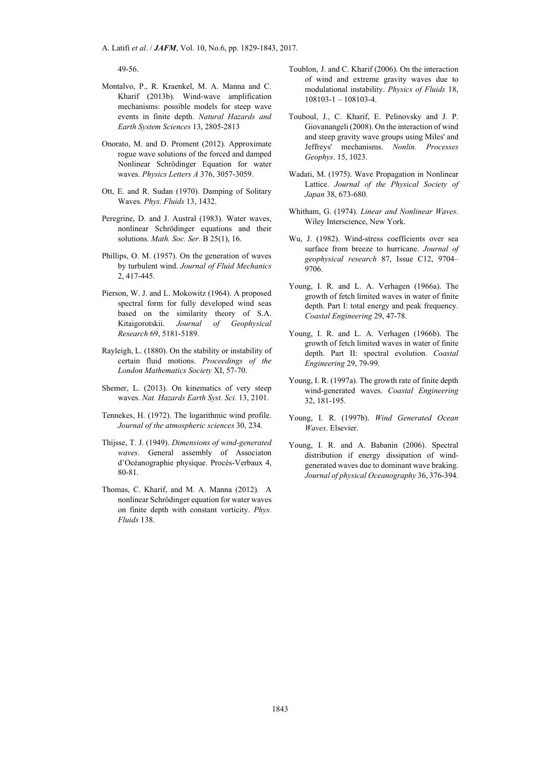49-56.

Montalvo, P., R. Kraenkel, M. A. Manna and C. Kharif (2013b). Wind-wave amplification mechanisms: possible models for steep wave events in finite depth. *Natural Hazards and Earth System Sciences* 13, 2805-2813

Onorato, M. and D. Proment (2012). Approximate rogue wave solutions of the forced and damped Nonlinear Schrödinger Equation for water waves. *Physics Letters A* 376, 3057-3059.

Ott, E. and R. Sudan (1970). Damping of Solitary Waves. *Phys. Fluids* 13, 1432.

Peregrine, D. and J. Austral (1983). Water waves, nonlinear Schrödinger equations and their solutions. *Math. Soc. Ser.* B 25(1), 16.

Phillips, O. M. (1957). On the generation of waves by turbulent wind. *Journal of Fluid Mechanics* 2, 417-445.

Pierson, W. J. and L. Mokowitz (1964). A proposed spectral form for fully developed wind seas based on the similarity theory of S.A. Kitaigorotskii. *Journal of Geophysical Research* 69, 5181-5189.

Rayleigh, L. (1880). On the stability or instability of certain fluid motions. *Proceedings of the London Mathematics Society* XI, 57-70.

Shemer, L. (2013). On kinematics of very steep waves. *Nat. Hazards Earth Syst. Sci.* 13, 2101.

Tennekes, H. (1972). The logarithmic wind profile. *Journal of the atmospheric sciences* 30, 234.

Thijsse, T. J. (1949). *Dimensions of wind-generated waves*. General assembly of Associaton d'Océanographie physique. Procés-Verbaux 4, 80-81.

Thomas, C. Kharif, and M. A. Manna (2012). A nonlinear Schrödinger equation for water waves on finite depth with constant vorticity. *Phys. Fluids* 138.

Toublon, J. and C. Kharif (2006). On the interaction of wind and extreme gravity waves due to modulational instability. *Physics of Fluids* 18, 108103-1 – 108103-4.

Touboul, J., C. Kharif, E. Pelinovsky and J. P. Giovanangeli (2008). On the interaction of wind and steep gravity wave groups using Miles' and Jeffreys' mechanisms. *Nonlin. Processes Geophys*. 15, 1023.

Wadati, M. (1975). Wave Propagation in Nonlinear Lattice. *Journal of the Physical Society of Japan* 38, 673-680.

Whitham, G. (1974). *Linear and Nonlinear Waves*. Wiley Interscience, New York.

Wu, J. (1982). Wind-stress coefficients over sea surface from breeze to hurricane. *Journal of geophysical research* 87, Issue C12, 9704–9706.

Young, I. R. and L. A. Verhagen (1966a). The growth of fetch limited waves in water of finite depth. Part I: total energy and peak frequency. *Coastal Engineering* 29, 47-78.

Young, I. R. and L. A. Verhagen (1966b). The growth of fetch limited waves in water of finite depth. Part II: spectral evolution. *Coastal Engineering* 29, 79-99.

Young, I. R. (1997a). The growth rate of finite depth wind-generated waves. *Coastal Engineering* 32, 181-195.

Young, I. R. (1997b). *Wind Generated Ocean Waves*. Elsevier.

Young, I. R. and A. Babanin (2006). Spectral distribution if energy dissipation of wind-generated waves due to dominant wave braking. *Journal of physical Oceanography* 36, 376-394.